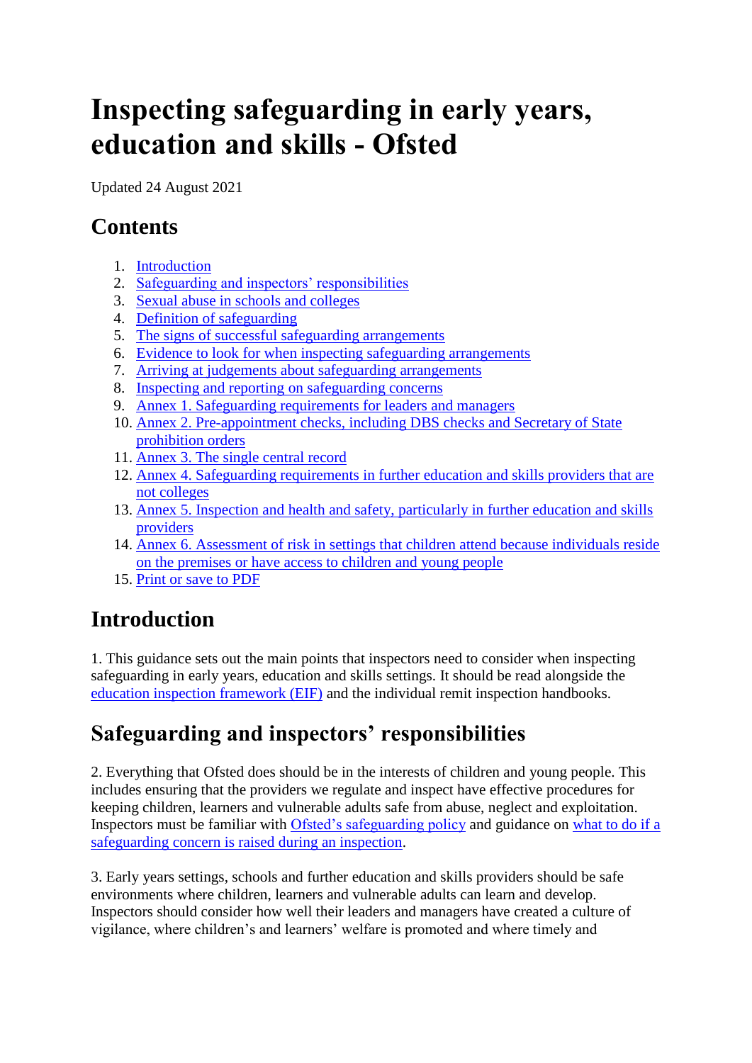# Inspecting safeguarding in early years, education and skills - Ofsted

Updated 24 August 2021

## Contents

1. Introduction
2. Safeguarding and inspectors' responsibilities
3. Sexual abuse in schools and colleges
4. Definition of safeguarding
5. The signs of successful safeguarding arrangements
6. Evidence to look for when inspecting safeguarding arrangements
7. Arriving at judgements about safeguarding arrangements
8. Inspecting and reporting on safeguarding concerns
9. Annex 1. Safeguarding requirements for leaders and managers
10. Annex 2. Pre-appointment checks, including DBS checks and Secretary of State prohibition orders
11. Annex 3. The single central record
12. Annex 4. Safeguarding requirements in further education and skills providers that are not colleges
13. Annex 5. Inspection and health and safety, particularly in further education and skills providers
14. Annex 6. Assessment of risk in settings that children attend because individuals reside on the premises or have access to children and young people
15. Print or save to PDF

## Introduction

1. This guidance sets out the main points that inspectors need to consider when inspecting safeguarding in early years, education and skills settings. It should be read alongside the education inspection framework (EIF) and the individual remit inspection handbooks.

## Safeguarding and inspectors' responsibilities

2. Everything that Ofsted does should be in the interests of children and young people. This includes ensuring that the providers we regulate and inspect have effective procedures for keeping children, learners and vulnerable adults safe from abuse, neglect and exploitation. Inspectors must be familiar with Ofsted's safeguarding policy and guidance on what to do if a safeguarding concern is raised during an inspection.

3. Early years settings, schools and further education and skills providers should be safe environments where children, learners and vulnerable adults can learn and develop. Inspectors should consider how well their leaders and managers have created a culture of vigilance, where children's and learners' welfare is promoted and where timely and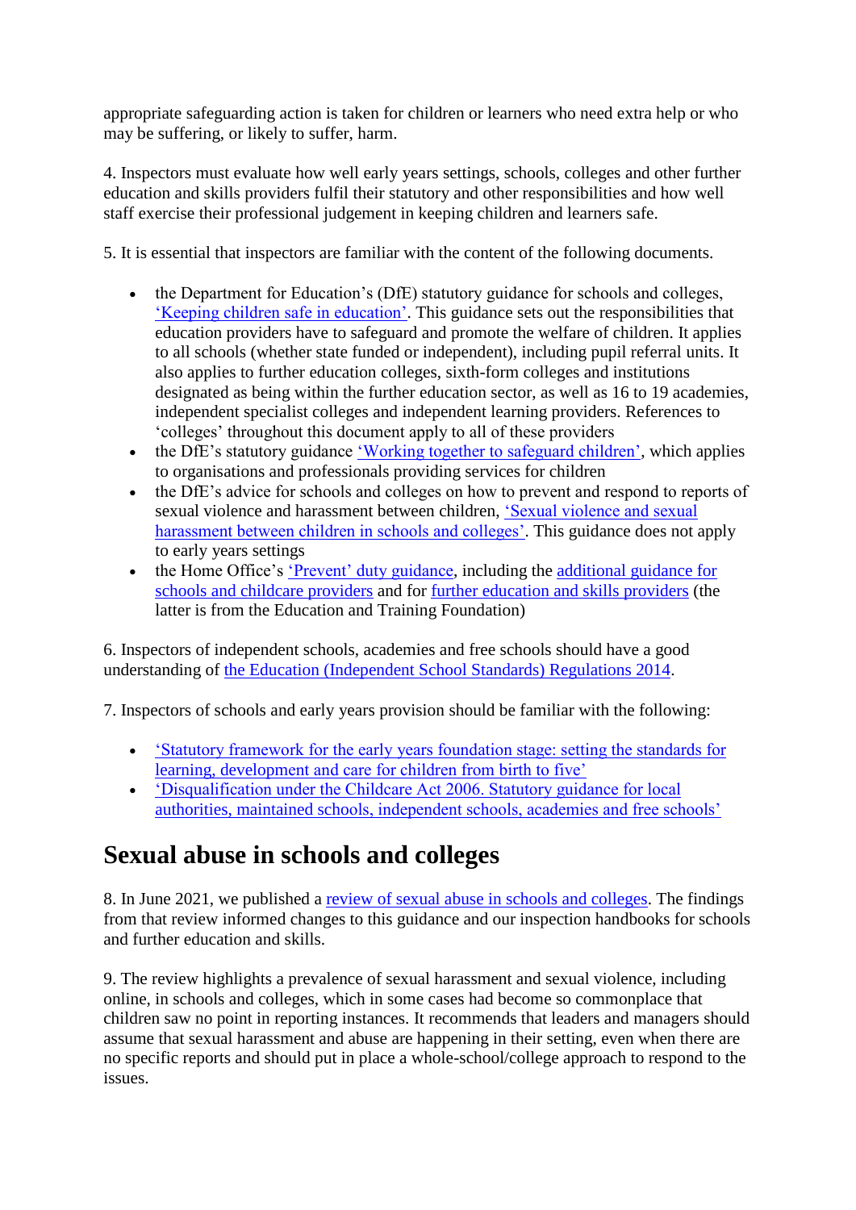appropriate safeguarding action is taken for children or learners who need extra help or who may be suffering, or likely to suffer, harm.

4. Inspectors must evaluate how well early years settings, schools, colleges and other further education and skills providers fulfil their statutory and other responsibilities and how well staff exercise their professional judgement in keeping children and learners safe.

5. It is essential that inspectors are familiar with the content of the following documents.

- the Department for Education's (DfE) statutory guidance for schools and colleges, 'Keeping children safe in education'. This guidance sets out the responsibilities that education providers have to safeguard and promote the welfare of children. It applies to all schools (whether state funded or independent), including pupil referral units. It also applies to further education colleges, sixth-form colleges and institutions designated as being within the further education sector, as well as 16 to 19 academies, independent specialist colleges and independent learning providers. References to 'colleges' throughout this document apply to all of these providers
- the DfE's statutory guidance 'Working together to safeguard children', which applies to organisations and professionals providing services for children
- the DfE's advice for schools and colleges on how to prevent and respond to reports of sexual violence and harassment between children, 'Sexual violence and sexual harassment between children in schools and colleges'. This guidance does not apply to early years settings
- the Home Office's 'Prevent' duty guidance, including the additional guidance for schools and childcare providers and for further education and skills providers (the latter is from the Education and Training Foundation)

6. Inspectors of independent schools, academies and free schools should have a good understanding of the Education (Independent School Standards) Regulations 2014.

7. Inspectors of schools and early years provision should be familiar with the following:

- 'Statutory framework for the early years foundation stage: setting the standards for learning, development and care for children from birth to five'
- 'Disqualification under the Childcare Act 2006. Statutory guidance for local authorities, maintained schools, independent schools, academies and free schools'

## Sexual abuse in schools and colleges

8. In June 2021, we published a review of sexual abuse in schools and colleges. The findings from that review informed changes to this guidance and our inspection handbooks for schools and further education and skills.

9. The review highlights a prevalence of sexual harassment and sexual violence, including online, in schools and colleges, which in some cases had become so commonplace that children saw no point in reporting instances. It recommends that leaders and managers should assume that sexual harassment and abuse are happening in their setting, even when there are no specific reports and should put in place a whole-school/college approach to respond to the issues.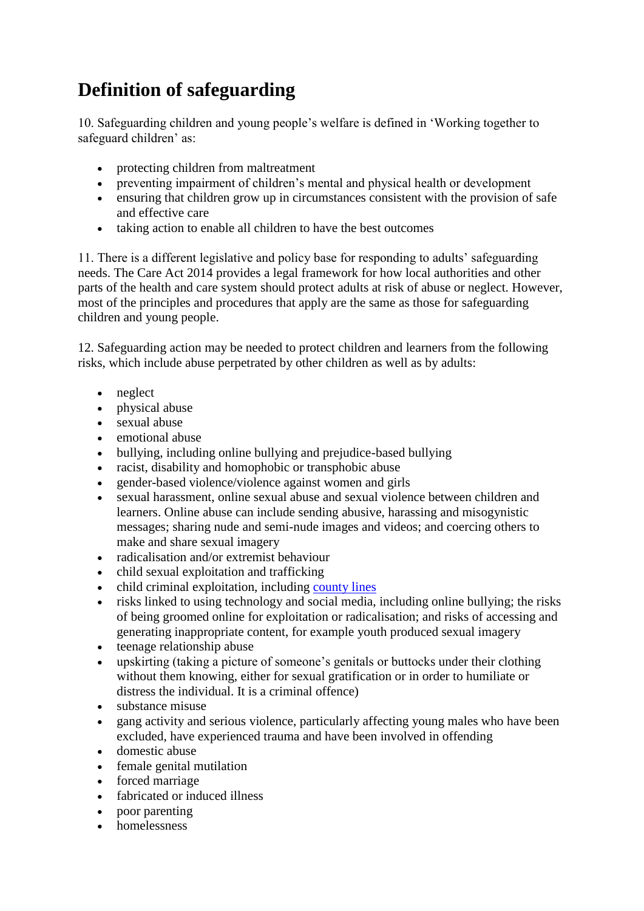# Definition of safeguarding

10. Safeguarding children and young people's welfare is defined in 'Working together to safeguard children' as:

- protecting children from maltreatment
- preventing impairment of children's mental and physical health or development
- ensuring that children grow up in circumstances consistent with the provision of safe and effective care
- taking action to enable all children to have the best outcomes

11. There is a different legislative and policy base for responding to adults' safeguarding needs. The Care Act 2014 provides a legal framework for how local authorities and other parts of the health and care system should protect adults at risk of abuse or neglect. However, most of the principles and procedures that apply are the same as those for safeguarding children and young people.

12. Safeguarding action may be needed to protect children and learners from the following risks, which include abuse perpetrated by other children as well as by adults:

- neglect
- physical abuse
- sexual abuse
- emotional abuse
- bullying, including online bullying and prejudice-based bullying
- racist, disability and homophobic or transphobic abuse
- gender-based violence/violence against women and girls
- sexual harassment, online sexual abuse and sexual violence between children and learners. Online abuse can include sending abusive, harassing and misogynistic messages; sharing nude and semi-nude images and videos; and coercing others to make and share sexual imagery
- radicalisation and/or extremist behaviour
- child sexual exploitation and trafficking
- child criminal exploitation, including county lines
- risks linked to using technology and social media, including online bullying; the risks of being groomed online for exploitation or radicalisation; and risks of accessing and generating inappropriate content, for example youth produced sexual imagery
- teenage relationship abuse
- upskirting (taking a picture of someone's genitals or buttocks under their clothing without them knowing, either for sexual gratification or in order to humiliate or distress the individual. It is a criminal offence)
- substance misuse
- gang activity and serious violence, particularly affecting young males who have been excluded, have experienced trauma and have been involved in offending
- domestic abuse
- female genital mutilation
- forced marriage
- fabricated or induced illness
- poor parenting
- homelessness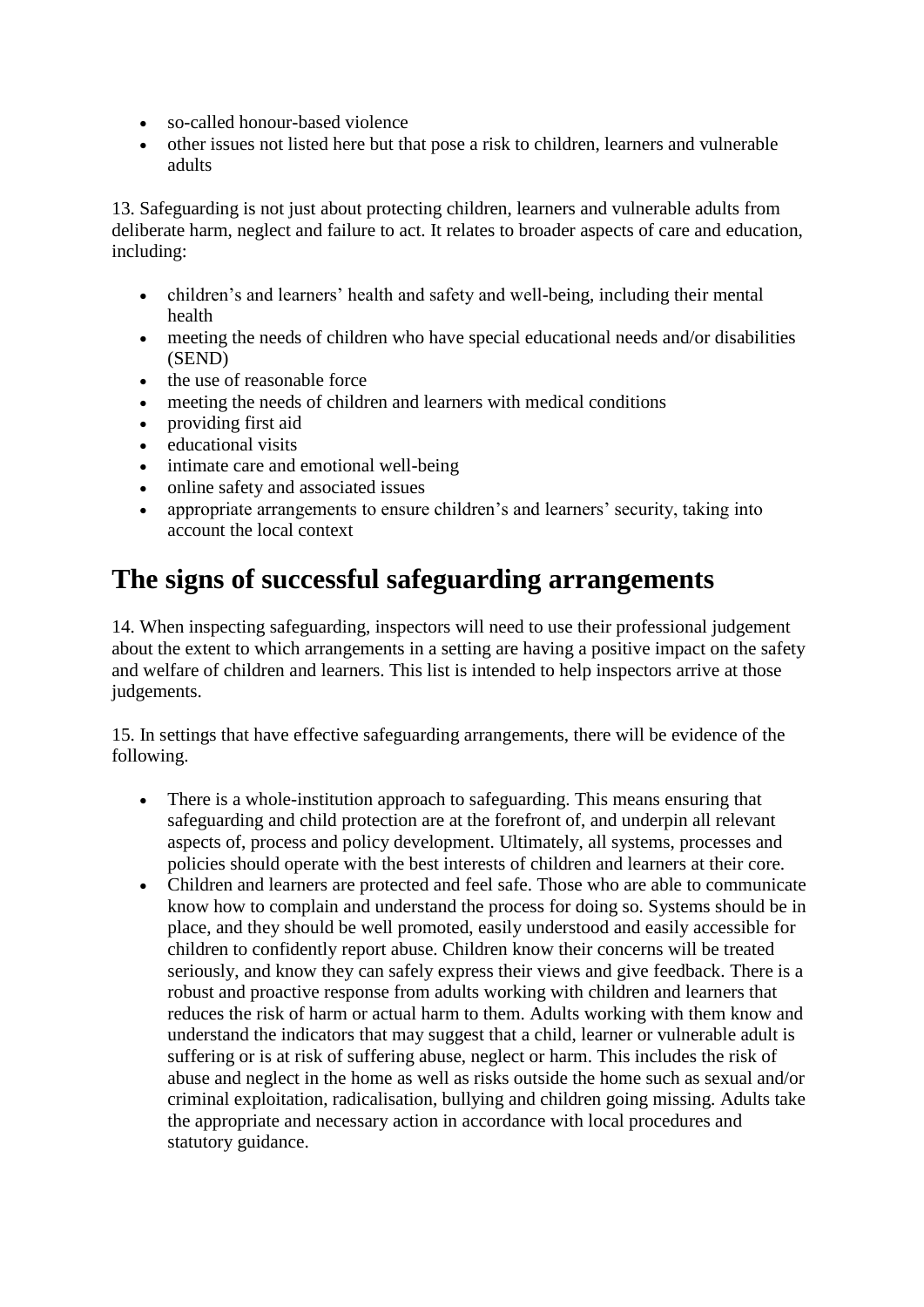- so-called honour-based violence
- other issues not listed here but that pose a risk to children, learners and vulnerable adults

13. Safeguarding is not just about protecting children, learners and vulnerable adults from deliberate harm, neglect and failure to act. It relates to broader aspects of care and education, including:

- children's and learners' health and safety and well-being, including their mental health
- meeting the needs of children who have special educational needs and/or disabilities (SEND)
- the use of reasonable force
- meeting the needs of children and learners with medical conditions
- providing first aid
- educational visits
- intimate care and emotional well-being
- online safety and associated issues
- appropriate arrangements to ensure children's and learners' security, taking into account the local context

## The signs of successful safeguarding arrangements

14. When inspecting safeguarding, inspectors will need to use their professional judgement about the extent to which arrangements in a setting are having a positive impact on the safety and welfare of children and learners. This list is intended to help inspectors arrive at those judgements.

15. In settings that have effective safeguarding arrangements, there will be evidence of the following.

- There is a whole-institution approach to safeguarding. This means ensuring that safeguarding and child protection are at the forefront of, and underpin all relevant aspects of, process and policy development. Ultimately, all systems, processes and policies should operate with the best interests of children and learners at their core.
- Children and learners are protected and feel safe. Those who are able to communicate know how to complain and understand the process for doing so. Systems should be in place, and they should be well promoted, easily understood and easily accessible for children to confidently report abuse. Children know their concerns will be treated seriously, and know they can safely express their views and give feedback. There is a robust and proactive response from adults working with children and learners that reduces the risk of harm or actual harm to them. Adults working with them know and understand the indicators that may suggest that a child, learner or vulnerable adult is suffering or is at risk of suffering abuse, neglect or harm. This includes the risk of abuse and neglect in the home as well as risks outside the home such as sexual and/or criminal exploitation, radicalisation, bullying and children going missing. Adults take the appropriate and necessary action in accordance with local procedures and statutory guidance.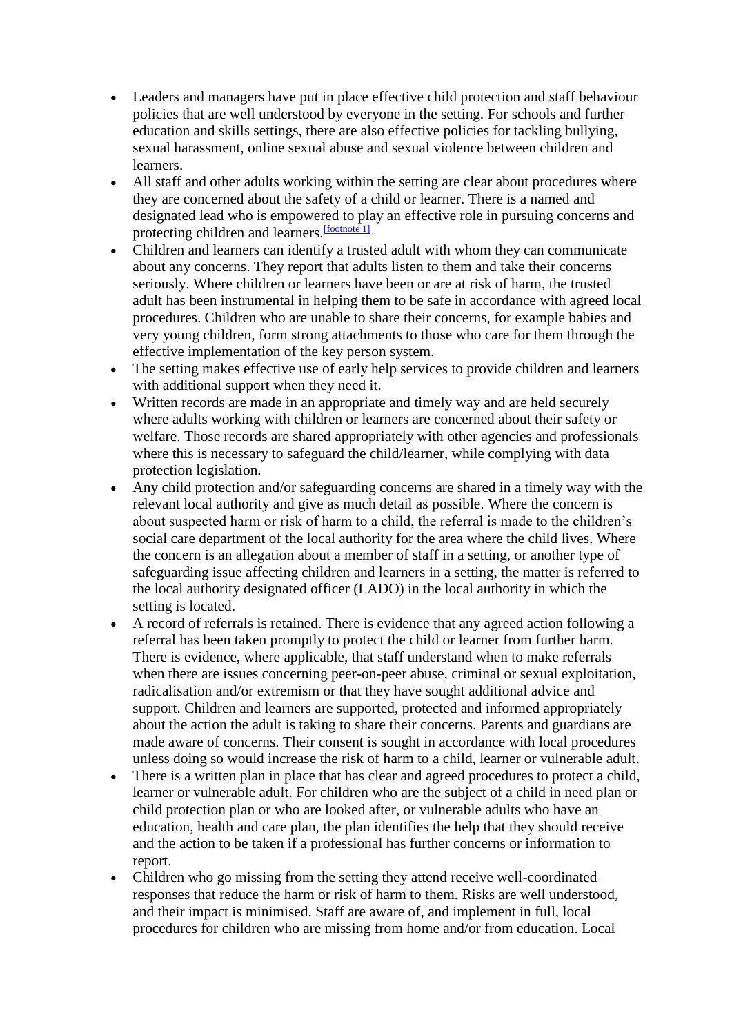- Leaders and managers have put in place effective child protection and staff behaviour policies that are well understood by everyone in the setting. For schools and further education and skills settings, there are also effective policies for tackling bullying, sexual harassment, online sexual abuse and sexual violence between children and learners.
- All staff and other adults working within the setting are clear about procedures where they are concerned about the safety of a child or learner. There is a named and designated lead who is empowered to play an effective role in pursuing concerns and protecting children and learners.[footnote 1]
- Children and learners can identify a trusted adult with whom they can communicate about any concerns. They report that adults listen to them and take their concerns seriously. Where children or learners have been or are at risk of harm, the trusted adult has been instrumental in helping them to be safe in accordance with agreed local procedures. Children who are unable to share their concerns, for example babies and very young children, form strong attachments to those who care for them through the effective implementation of the key person system.
- The setting makes effective use of early help services to provide children and learners with additional support when they need it.
- Written records are made in an appropriate and timely way and are held securely where adults working with children or learners are concerned about their safety or welfare. Those records are shared appropriately with other agencies and professionals where this is necessary to safeguard the child/learner, while complying with data protection legislation.
- Any child protection and/or safeguarding concerns are shared in a timely way with the relevant local authority and give as much detail as possible. Where the concern is about suspected harm or risk of harm to a child, the referral is made to the children's social care department of the local authority for the area where the child lives. Where the concern is an allegation about a member of staff in a setting, or another type of safeguarding issue affecting children and learners in a setting, the matter is referred to the local authority designated officer (LADO) in the local authority in which the setting is located.
- A record of referrals is retained. There is evidence that any agreed action following a referral has been taken promptly to protect the child or learner from further harm. There is evidence, where applicable, that staff understand when to make referrals when there are issues concerning peer-on-peer abuse, criminal or sexual exploitation, radicalisation and/or extremism or that they have sought additional advice and support. Children and learners are supported, protected and informed appropriately about the action the adult is taking to share their concerns. Parents and guardians are made aware of concerns. Their consent is sought in accordance with local procedures unless doing so would increase the risk of harm to a child, learner or vulnerable adult.
- There is a written plan in place that has clear and agreed procedures to protect a child, learner or vulnerable adult. For children who are the subject of a child in need plan or child protection plan or who are looked after, or vulnerable adults who have an education, health and care plan, the plan identifies the help that they should receive and the action to be taken if a professional has further concerns or information to report.
- Children who go missing from the setting they attend receive well-coordinated responses that reduce the harm or risk of harm to them. Risks are well understood, and their impact is minimised. Staff are aware of, and implement in full, local procedures for children who are missing from home and/or from education. Local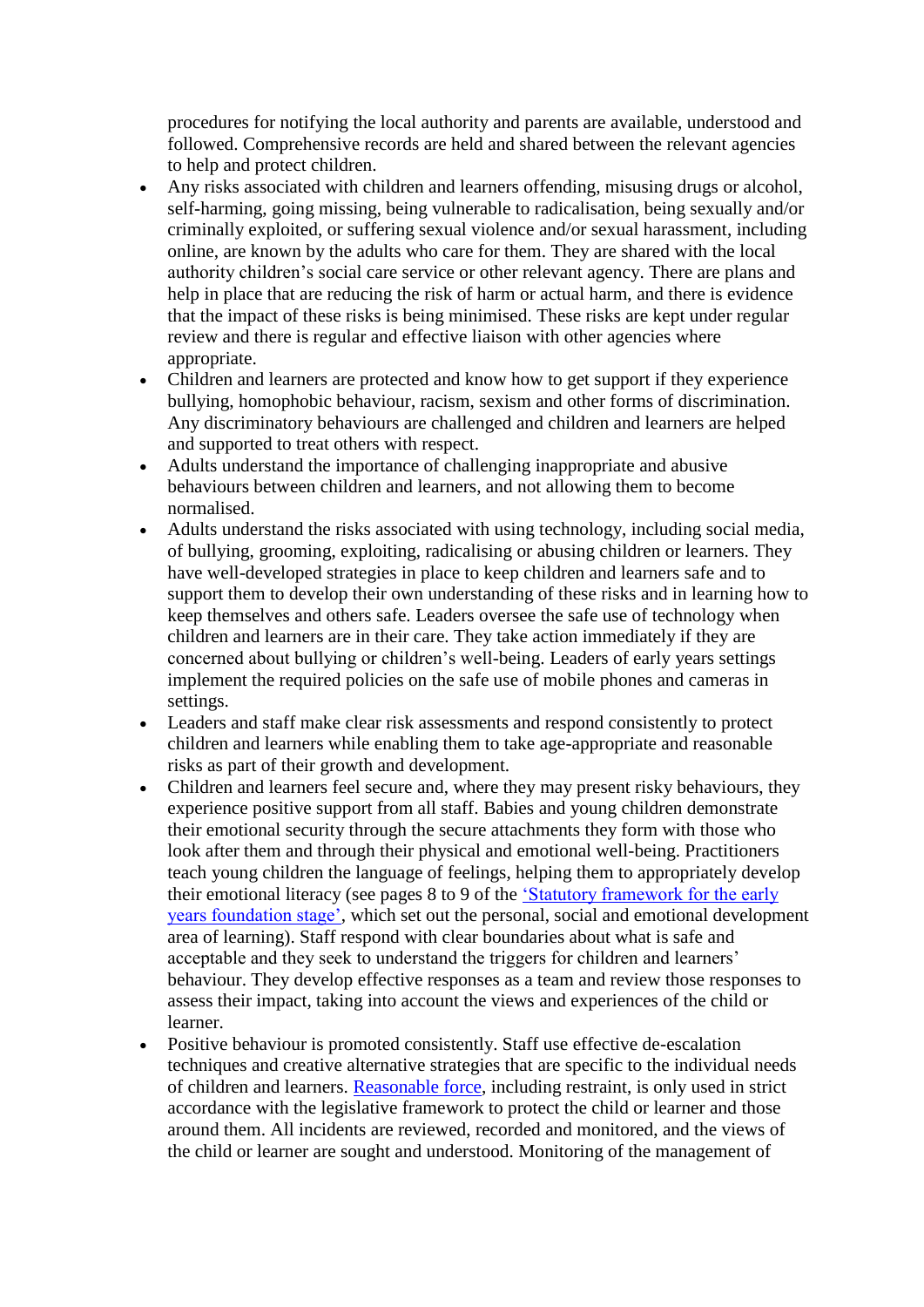procedures for notifying the local authority and parents are available, understood and followed. Comprehensive records are held and shared between the relevant agencies to help and protect children.

- Any risks associated with children and learners offending, misusing drugs or alcohol, self-harming, going missing, being vulnerable to radicalisation, being sexually and/or criminally exploited, or suffering sexual violence and/or sexual harassment, including online, are known by the adults who care for them. They are shared with the local authority children's social care service or other relevant agency. There are plans and help in place that are reducing the risk of harm or actual harm, and there is evidence that the impact of these risks is being minimised. These risks are kept under regular review and there is regular and effective liaison with other agencies where appropriate.
- Children and learners are protected and know how to get support if they experience bullying, homophobic behaviour, racism, sexism and other forms of discrimination. Any discriminatory behaviours are challenged and children and learners are helped and supported to treat others with respect.
- Adults understand the importance of challenging inappropriate and abusive behaviours between children and learners, and not allowing them to become normalised.
- Adults understand the risks associated with using technology, including social media, of bullying, grooming, exploiting, radicalising or abusing children or learners. They have well-developed strategies in place to keep children and learners safe and to support them to develop their own understanding of these risks and in learning how to keep themselves and others safe. Leaders oversee the safe use of technology when children and learners are in their care. They take action immediately if they are concerned about bullying or children's well-being. Leaders of early years settings implement the required policies on the safe use of mobile phones and cameras in settings.
- Leaders and staff make clear risk assessments and respond consistently to protect children and learners while enabling them to take age-appropriate and reasonable risks as part of their growth and development.
- Children and learners feel secure and, where they may present risky behaviours, they experience positive support from all staff. Babies and young children demonstrate their emotional security through the secure attachments they form with those who look after them and through their physical and emotional well-being. Practitioners teach young children the language of feelings, helping them to appropriately develop their emotional literacy (see pages 8 to 9 of the 'Statutory framework for the early years foundation stage', which set out the personal, social and emotional development area of learning). Staff respond with clear boundaries about what is safe and acceptable and they seek to understand the triggers for children and learners' behaviour. They develop effective responses as a team and review those responses to assess their impact, taking into account the views and experiences of the child or learner.
- Positive behaviour is promoted consistently. Staff use effective de-escalation techniques and creative alternative strategies that are specific to the individual needs of children and learners. Reasonable force, including restraint, is only used in strict accordance with the legislative framework to protect the child or learner and those around them. All incidents are reviewed, recorded and monitored, and the views of the child or learner are sought and understood. Monitoring of the management of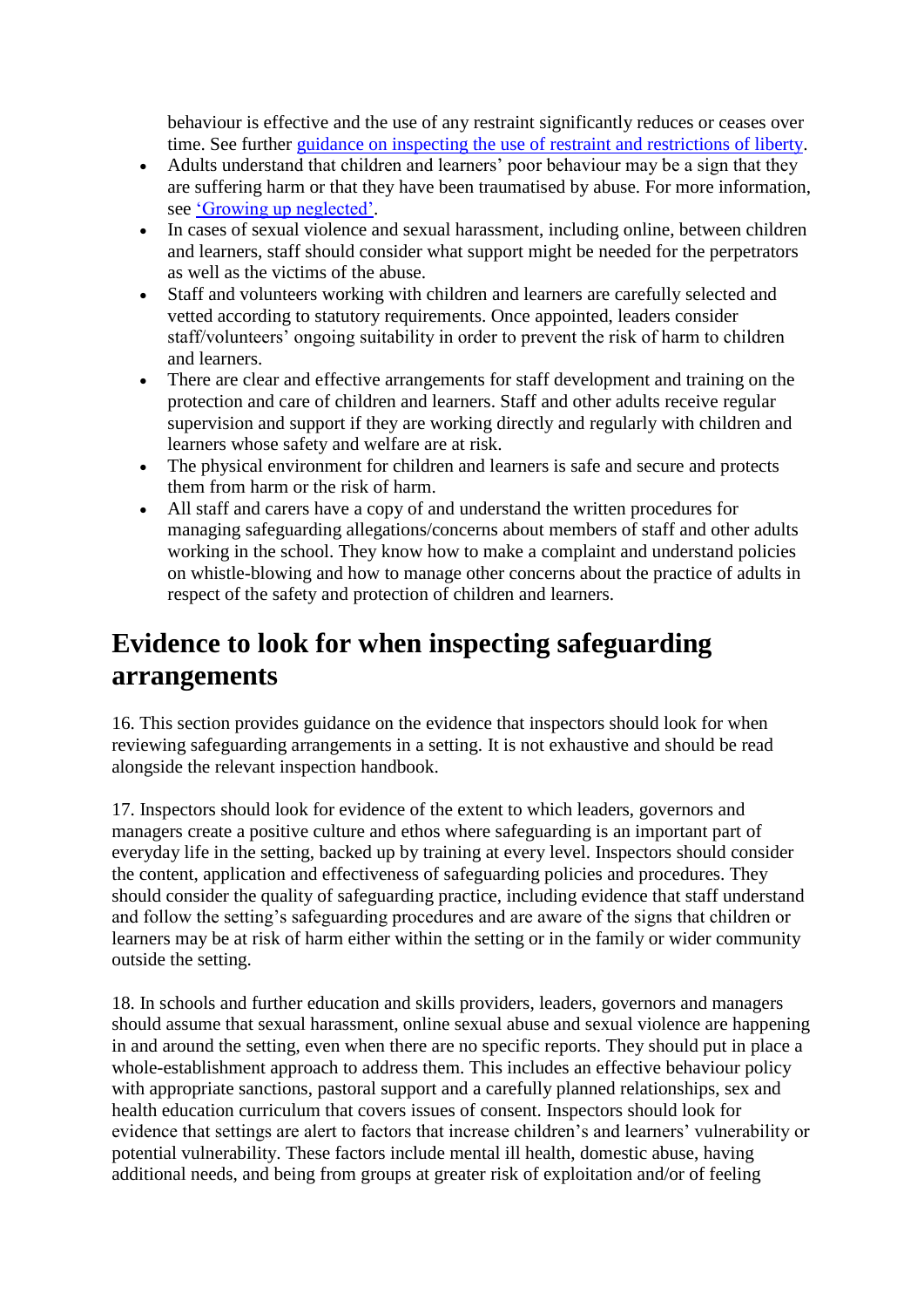behaviour is effective and the use of any restraint significantly reduces or ceases over time. See further guidance on inspecting the use of restraint and restrictions of liberty.

- Adults understand that children and learners' poor behaviour may be a sign that they are suffering harm or that they have been traumatised by abuse. For more information, see 'Growing up neglected'.
- In cases of sexual violence and sexual harassment, including online, between children and learners, staff should consider what support might be needed for the perpetrators as well as the victims of the abuse.
- Staff and volunteers working with children and learners are carefully selected and vetted according to statutory requirements. Once appointed, leaders consider staff/volunteers' ongoing suitability in order to prevent the risk of harm to children and learners.
- There are clear and effective arrangements for staff development and training on the protection and care of children and learners. Staff and other adults receive regular supervision and support if they are working directly and regularly with children and learners whose safety and welfare are at risk.
- The physical environment for children and learners is safe and secure and protects them from harm or the risk of harm.
- All staff and carers have a copy of and understand the written procedures for managing safeguarding allegations/concerns about members of staff and other adults working in the school. They know how to make a complaint and understand policies on whistle-blowing and how to manage other concerns about the practice of adults in respect of the safety and protection of children and learners.

## Evidence to look for when inspecting safeguarding arrangements

16. This section provides guidance on the evidence that inspectors should look for when reviewing safeguarding arrangements in a setting. It is not exhaustive and should be read alongside the relevant inspection handbook.

17. Inspectors should look for evidence of the extent to which leaders, governors and managers create a positive culture and ethos where safeguarding is an important part of everyday life in the setting, backed up by training at every level. Inspectors should consider the content, application and effectiveness of safeguarding policies and procedures. They should consider the quality of safeguarding practice, including evidence that staff understand and follow the setting's safeguarding procedures and are aware of the signs that children or learners may be at risk of harm either within the setting or in the family or wider community outside the setting.

18. In schools and further education and skills providers, leaders, governors and managers should assume that sexual harassment, online sexual abuse and sexual violence are happening in and around the setting, even when there are no specific reports. They should put in place a whole-establishment approach to address them. This includes an effective behaviour policy with appropriate sanctions, pastoral support and a carefully planned relationships, sex and health education curriculum that covers issues of consent. Inspectors should look for evidence that settings are alert to factors that increase children's and learners' vulnerability or potential vulnerability. These factors include mental ill health, domestic abuse, having additional needs, and being from groups at greater risk of exploitation and/or of feeling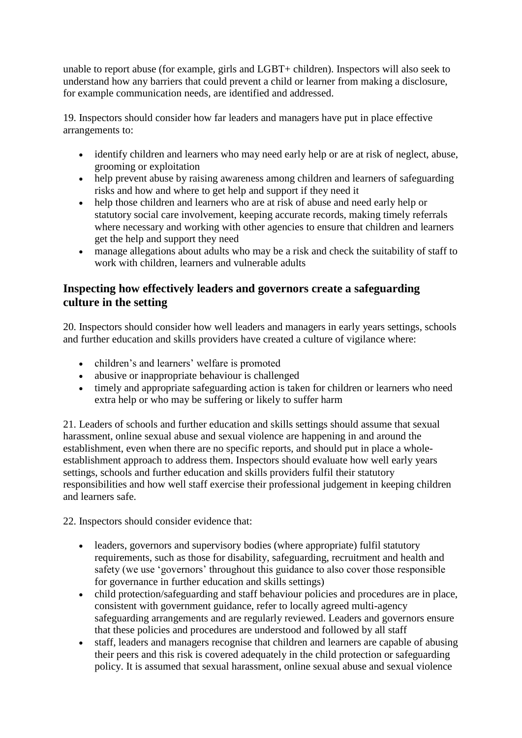unable to report abuse (for example, girls and LGBT+ children). Inspectors will also seek to understand how any barriers that could prevent a child or learner from making a disclosure, for example communication needs, are identified and addressed.

19. Inspectors should consider how far leaders and managers have put in place effective arrangements to:

- identify children and learners who may need early help or are at risk of neglect, abuse, grooming or exploitation
- help prevent abuse by raising awareness among children and learners of safeguarding risks and how and where to get help and support if they need it
- help those children and learners who are at risk of abuse and need early help or statutory social care involvement, keeping accurate records, making timely referrals where necessary and working with other agencies to ensure that children and learners get the help and support they need
- manage allegations about adults who may be a risk and check the suitability of staff to work with children, learners and vulnerable adults

## Inspecting how effectively leaders and governors create a safeguarding culture in the setting

20. Inspectors should consider how well leaders and managers in early years settings, schools and further education and skills providers have created a culture of vigilance where:

- children's and learners' welfare is promoted
- abusive or inappropriate behaviour is challenged
- timely and appropriate safeguarding action is taken for children or learners who need extra help or who may be suffering or likely to suffer harm

21. Leaders of schools and further education and skills settings should assume that sexual harassment, online sexual abuse and sexual violence are happening in and around the establishment, even when there are no specific reports, and should put in place a whole-establishment approach to address them. Inspectors should evaluate how well early years settings, schools and further education and skills providers fulfil their statutory responsibilities and how well staff exercise their professional judgement in keeping children and learners safe.

22. Inspectors should consider evidence that:

- leaders, governors and supervisory bodies (where appropriate) fulfil statutory requirements, such as those for disability, safeguarding, recruitment and health and safety (we use 'governors' throughout this guidance to also cover those responsible for governance in further education and skills settings)
- child protection/safeguarding and staff behaviour policies and procedures are in place, consistent with government guidance, refer to locally agreed multi-agency safeguarding arrangements and are regularly reviewed. Leaders and governors ensure that these policies and procedures are understood and followed by all staff
- staff, leaders and managers recognise that children and learners are capable of abusing their peers and this risk is covered adequately in the child protection or safeguarding policy. It is assumed that sexual harassment, online sexual abuse and sexual violence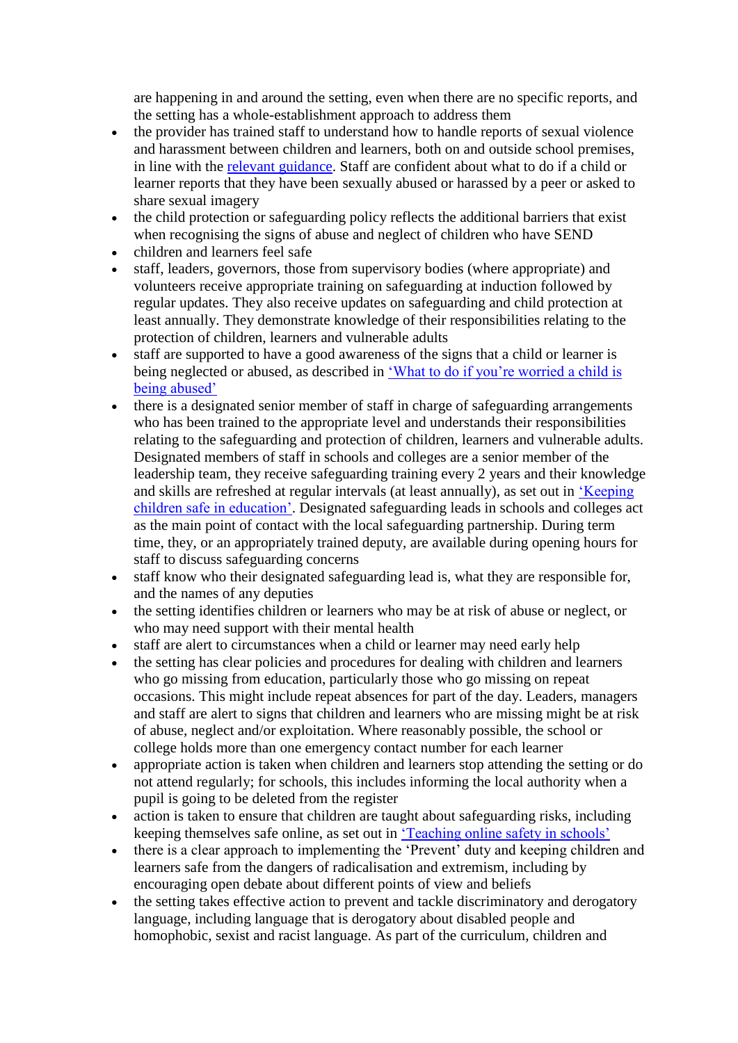are happening in and around the setting, even when there are no specific reports, and the setting has a whole-establishment approach to address them

- the provider has trained staff to understand how to handle reports of sexual violence and harassment between children and learners, both on and outside school premises, in line with the relevant guidance. Staff are confident about what to do if a child or learner reports that they have been sexually abused or harassed by a peer or asked to share sexual imagery
- the child protection or safeguarding policy reflects the additional barriers that exist when recognising the signs of abuse and neglect of children who have SEND
- children and learners feel safe
- staff, leaders, governors, those from supervisory bodies (where appropriate) and volunteers receive appropriate training on safeguarding at induction followed by regular updates. They also receive updates on safeguarding and child protection at least annually. They demonstrate knowledge of their responsibilities relating to the protection of children, learners and vulnerable adults
- staff are supported to have a good awareness of the signs that a child or learner is being neglected or abused, as described in 'What to do if you're worried a child is being abused'
- there is a designated senior member of staff in charge of safeguarding arrangements who has been trained to the appropriate level and understands their responsibilities relating to the safeguarding and protection of children, learners and vulnerable adults. Designated members of staff in schools and colleges are a senior member of the leadership team, they receive safeguarding training every 2 years and their knowledge and skills are refreshed at regular intervals (at least annually), as set out in 'Keeping children safe in education'. Designated safeguarding leads in schools and colleges act as the main point of contact with the local safeguarding partnership. During term time, they, or an appropriately trained deputy, are available during opening hours for staff to discuss safeguarding concerns
- staff know who their designated safeguarding lead is, what they are responsible for, and the names of any deputies
- the setting identifies children or learners who may be at risk of abuse or neglect, or who may need support with their mental health
- staff are alert to circumstances when a child or learner may need early help
- the setting has clear policies and procedures for dealing with children and learners who go missing from education, particularly those who go missing on repeat occasions. This might include repeat absences for part of the day. Leaders, managers and staff are alert to signs that children and learners who are missing might be at risk of abuse, neglect and/or exploitation. Where reasonably possible, the school or college holds more than one emergency contact number for each learner
- appropriate action is taken when children and learners stop attending the setting or do not attend regularly; for schools, this includes informing the local authority when a pupil is going to be deleted from the register
- action is taken to ensure that children are taught about safeguarding risks, including keeping themselves safe online, as set out in 'Teaching online safety in schools'
- there is a clear approach to implementing the 'Prevent' duty and keeping children and learners safe from the dangers of radicalisation and extremism, including by encouraging open debate about different points of view and beliefs
- the setting takes effective action to prevent and tackle discriminatory and derogatory language, including language that is derogatory about disabled people and homophobic, sexist and racist language. As part of the curriculum, children and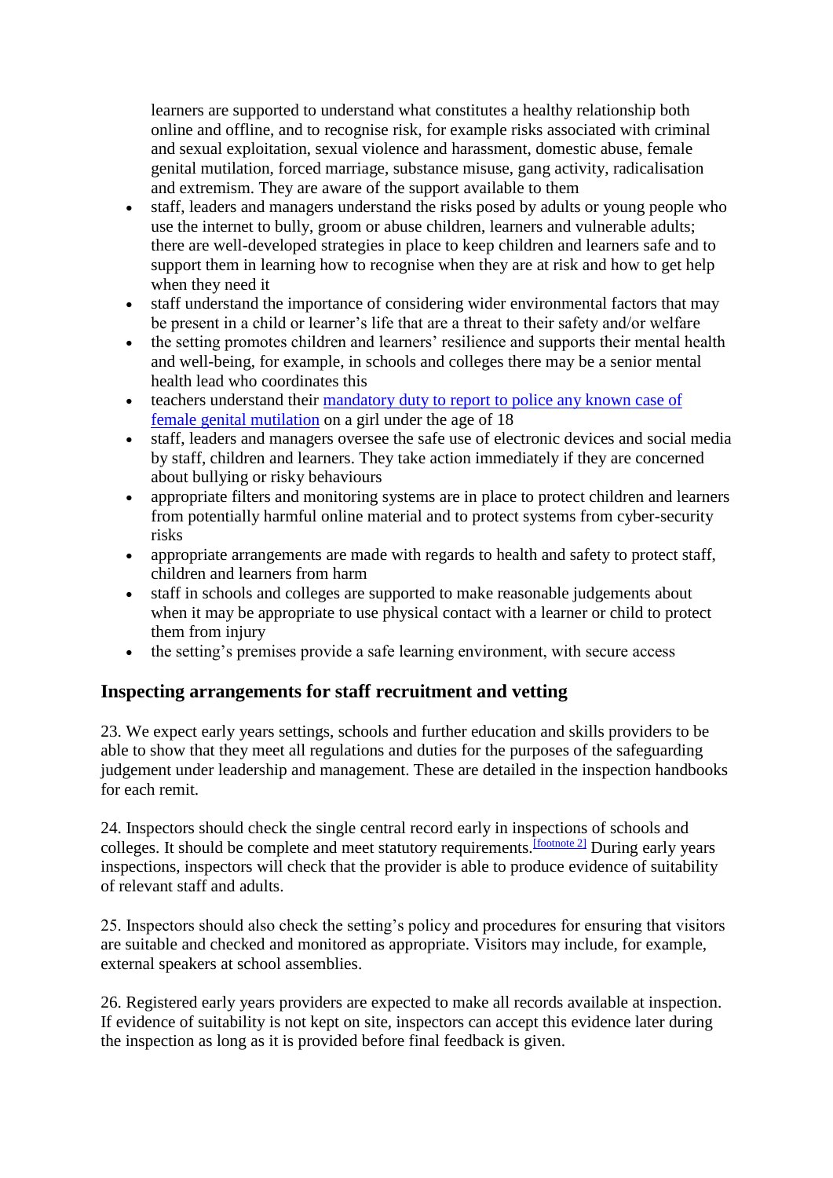learners are supported to understand what constitutes a healthy relationship both online and offline, and to recognise risk, for example risks associated with criminal and sexual exploitation, sexual violence and harassment, domestic abuse, female genital mutilation, forced marriage, substance misuse, gang activity, radicalisation and extremism. They are aware of the support available to them

- staff, leaders and managers understand the risks posed by adults or young people who use the internet to bully, groom or abuse children, learners and vulnerable adults; there are well-developed strategies in place to keep children and learners safe and to support them in learning how to recognise when they are at risk and how to get help when they need it
- staff understand the importance of considering wider environmental factors that may be present in a child or learner's life that are a threat to their safety and/or welfare
- the setting promotes children and learners' resilience and supports their mental health and well-being, for example, in schools and colleges there may be a senior mental health lead who coordinates this
- teachers understand their [mandatory duty to report to police any known case of female genital mutilation] on a girl under the age of 18
- staff, leaders and managers oversee the safe use of electronic devices and social media by staff, children and learners. They take action immediately if they are concerned about bullying or risky behaviours
- appropriate filters and monitoring systems are in place to protect children and learners from potentially harmful online material and to protect systems from cyber-security risks
- appropriate arrangements are made with regards to health and safety to protect staff, children and learners from harm
- staff in schools and colleges are supported to make reasonable judgements about when it may be appropriate to use physical contact with a learner or child to protect them from injury
- the setting's premises provide a safe learning environment, with secure access

## Inspecting arrangements for staff recruitment and vetting

23. We expect early years settings, schools and further education and skills providers to be able to show that they meet all regulations and duties for the purposes of the safeguarding judgement under leadership and management. These are detailed in the inspection handbooks for each remit.

24. Inspectors should check the single central record early in inspections of schools and colleges. It should be complete and meet statutory requirements.[footnote 2] During early years inspections, inspectors will check that the provider is able to produce evidence of suitability of relevant staff and adults.

25. Inspectors should also check the setting's policy and procedures for ensuring that visitors are suitable and checked and monitored as appropriate. Visitors may include, for example, external speakers at school assemblies.

26. Registered early years providers are expected to make all records available at inspection. If evidence of suitability is not kept on site, inspectors can accept this evidence later during the inspection as long as it is provided before final feedback is given.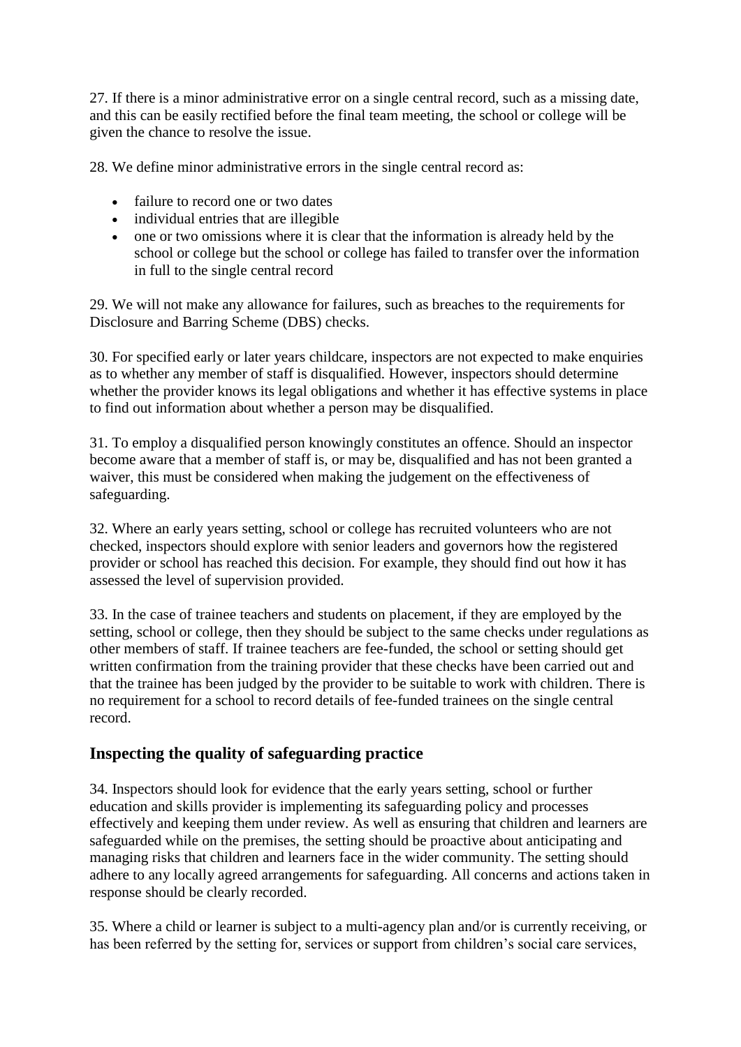27. If there is a minor administrative error on a single central record, such as a missing date, and this can be easily rectified before the final team meeting, the school or college will be given the chance to resolve the issue.

28. We define minor administrative errors in the single central record as:

- failure to record one or two dates
- individual entries that are illegible
- one or two omissions where it is clear that the information is already held by the school or college but the school or college has failed to transfer over the information in full to the single central record

29. We will not make any allowance for failures, such as breaches to the requirements for Disclosure and Barring Scheme (DBS) checks.

30. For specified early or later years childcare, inspectors are not expected to make enquiries as to whether any member of staff is disqualified. However, inspectors should determine whether the provider knows its legal obligations and whether it has effective systems in place to find out information about whether a person may be disqualified.

31. To employ a disqualified person knowingly constitutes an offence. Should an inspector become aware that a member of staff is, or may be, disqualified and has not been granted a waiver, this must be considered when making the judgement on the effectiveness of safeguarding.

32. Where an early years setting, school or college has recruited volunteers who are not checked, inspectors should explore with senior leaders and governors how the registered provider or school has reached this decision. For example, they should find out how it has assessed the level of supervision provided.

33. In the case of trainee teachers and students on placement, if they are employed by the setting, school or college, then they should be subject to the same checks under regulations as other members of staff. If trainee teachers are fee-funded, the school or setting should get written confirmation from the training provider that these checks have been carried out and that the trainee has been judged by the provider to be suitable to work with children. There is no requirement for a school to record details of fee-funded trainees on the single central record.

## Inspecting the quality of safeguarding practice

34. Inspectors should look for evidence that the early years setting, school or further education and skills provider is implementing its safeguarding policy and processes effectively and keeping them under review. As well as ensuring that children and learners are safeguarded while on the premises, the setting should be proactive about anticipating and managing risks that children and learners face in the wider community. The setting should adhere to any locally agreed arrangements for safeguarding. All concerns and actions taken in response should be clearly recorded.

35. Where a child or learner is subject to a multi-agency plan and/or is currently receiving, or has been referred by the setting for, services or support from children's social care services,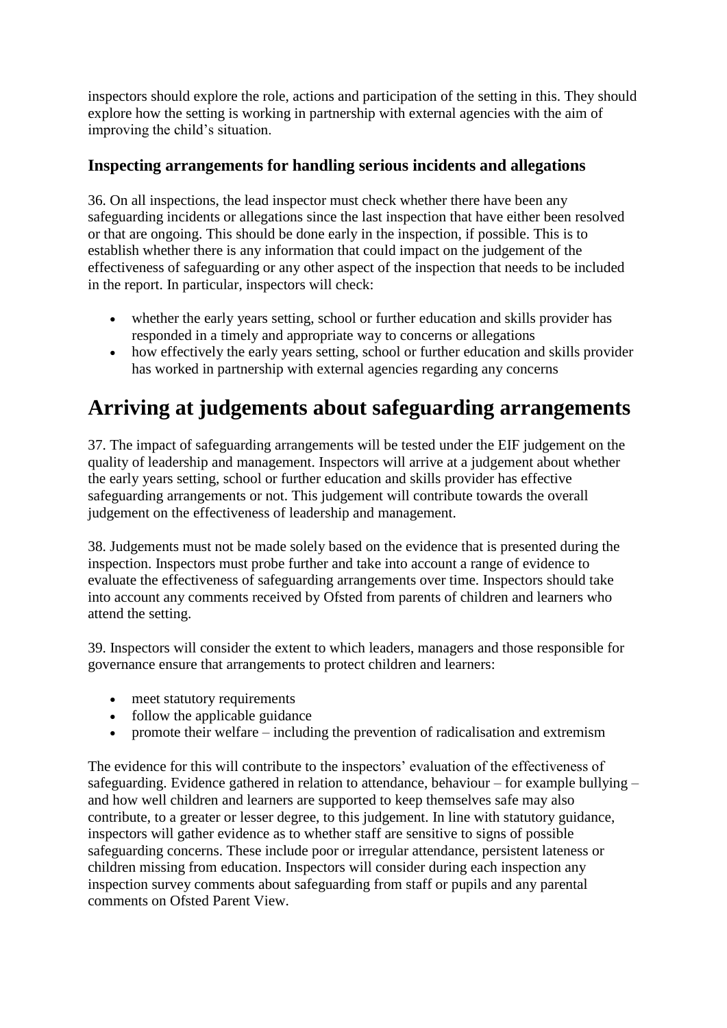inspectors should explore the role, actions and participation of the setting in this. They should explore how the setting is working in partnership with external agencies with the aim of improving the child's situation.

### Inspecting arrangements for handling serious incidents and allegations

36. On all inspections, the lead inspector must check whether there have been any safeguarding incidents or allegations since the last inspection that have either been resolved or that are ongoing. This should be done early in the inspection, if possible. This is to establish whether there is any information that could impact on the judgement of the effectiveness of safeguarding or any other aspect of the inspection that needs to be included in the report. In particular, inspectors will check:

- whether the early years setting, school or further education and skills provider has responded in a timely and appropriate way to concerns or allegations
- how effectively the early years setting, school or further education and skills provider has worked in partnership with external agencies regarding any concerns

## Arriving at judgements about safeguarding arrangements

37. The impact of safeguarding arrangements will be tested under the EIF judgement on the quality of leadership and management. Inspectors will arrive at a judgement about whether the early years setting, school or further education and skills provider has effective safeguarding arrangements or not. This judgement will contribute towards the overall judgement on the effectiveness of leadership and management.

38. Judgements must not be made solely based on the evidence that is presented during the inspection. Inspectors must probe further and take into account a range of evidence to evaluate the effectiveness of safeguarding arrangements over time. Inspectors should take into account any comments received by Ofsted from parents of children and learners who attend the setting.

39. Inspectors will consider the extent to which leaders, managers and those responsible for governance ensure that arrangements to protect children and learners:

- meet statutory requirements
- follow the applicable guidance
- promote their welfare – including the prevention of radicalisation and extremism

The evidence for this will contribute to the inspectors' evaluation of the effectiveness of safeguarding. Evidence gathered in relation to attendance, behaviour – for example bullying – and how well children and learners are supported to keep themselves safe may also contribute, to a greater or lesser degree, to this judgement. In line with statutory guidance, inspectors will gather evidence as to whether staff are sensitive to signs of possible safeguarding concerns. These include poor or irregular attendance, persistent lateness or children missing from education. Inspectors will consider during each inspection any inspection survey comments about safeguarding from staff or pupils and any parental comments on Ofsted Parent View.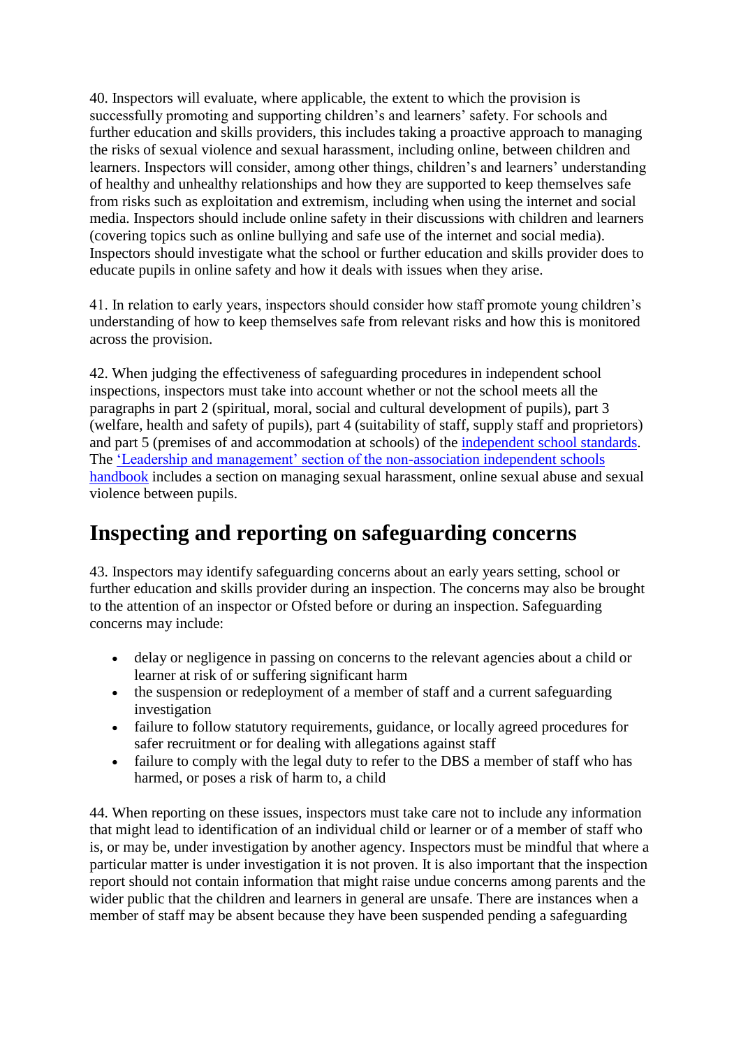40. Inspectors will evaluate, where applicable, the extent to which the provision is successfully promoting and supporting children's and learners' safety. For schools and further education and skills providers, this includes taking a proactive approach to managing the risks of sexual violence and sexual harassment, including online, between children and learners. Inspectors will consider, among other things, children's and learners' understanding of healthy and unhealthy relationships and how they are supported to keep themselves safe from risks such as exploitation and extremism, including when using the internet and social media. Inspectors should include online safety in their discussions with children and learners (covering topics such as online bullying and safe use of the internet and social media). Inspectors should investigate what the school or further education and skills provider does to educate pupils in online safety and how it deals with issues when they arise.

41. In relation to early years, inspectors should consider how staff promote young children's understanding of how to keep themselves safe from relevant risks and how this is monitored across the provision.

42. When judging the effectiveness of safeguarding procedures in independent school inspections, inspectors must take into account whether or not the school meets all the paragraphs in part 2 (spiritual, moral, social and cultural development of pupils), part 3 (welfare, health and safety of pupils), part 4 (suitability of staff, supply staff and proprietors) and part 5 (premises of and accommodation at schools) of the independent school standards. The 'Leadership and management' section of the non-association independent schools handbook includes a section on managing sexual harassment, online sexual abuse and sexual violence between pupils.

## Inspecting and reporting on safeguarding concerns

43. Inspectors may identify safeguarding concerns about an early years setting, school or further education and skills provider during an inspection. The concerns may also be brought to the attention of an inspector or Ofsted before or during an inspection. Safeguarding concerns may include:

- delay or negligence in passing on concerns to the relevant agencies about a child or learner at risk of or suffering significant harm
- the suspension or redeployment of a member of staff and a current safeguarding investigation
- failure to follow statutory requirements, guidance, or locally agreed procedures for safer recruitment or for dealing with allegations against staff
- failure to comply with the legal duty to refer to the DBS a member of staff who has harmed, or poses a risk of harm to, a child

44. When reporting on these issues, inspectors must take care not to include any information that might lead to identification of an individual child or learner or of a member of staff who is, or may be, under investigation by another agency. Inspectors must be mindful that where a particular matter is under investigation it is not proven. It is also important that the inspection report should not contain information that might raise undue concerns among parents and the wider public that the children and learners in general are unsafe. There are instances when a member of staff may be absent because they have been suspended pending a safeguarding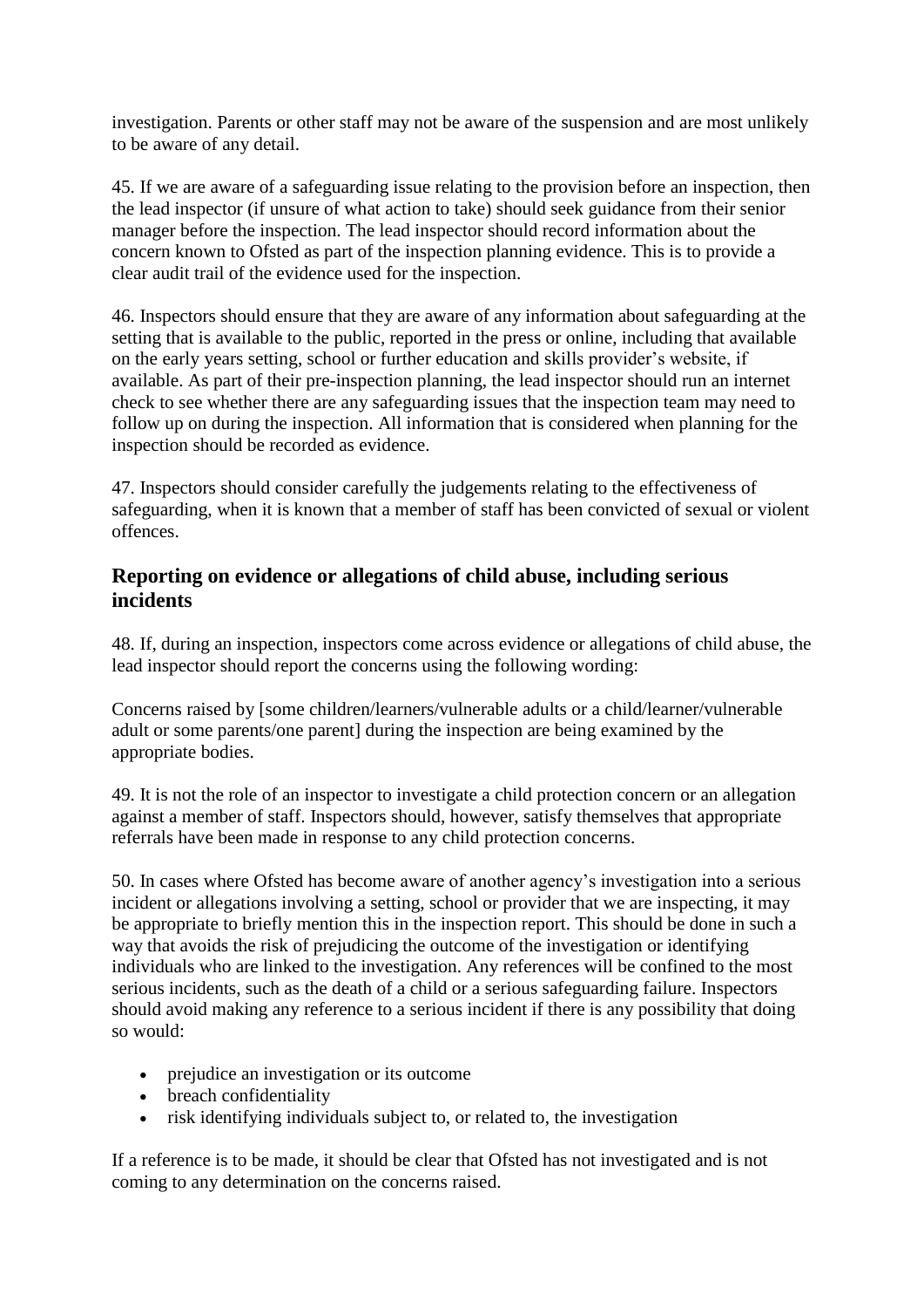investigation. Parents or other staff may not be aware of the suspension and are most unlikely to be aware of any detail.

45. If we are aware of a safeguarding issue relating to the provision before an inspection, then the lead inspector (if unsure of what action to take) should seek guidance from their senior manager before the inspection. The lead inspector should record information about the concern known to Ofsted as part of the inspection planning evidence. This is to provide a clear audit trail of the evidence used for the inspection.

46. Inspectors should ensure that they are aware of any information about safeguarding at the setting that is available to the public, reported in the press or online, including that available on the early years setting, school or further education and skills provider's website, if available. As part of their pre-inspection planning, the lead inspector should run an internet check to see whether there are any safeguarding issues that the inspection team may need to follow up on during the inspection. All information that is considered when planning for the inspection should be recorded as evidence.

47. Inspectors should consider carefully the judgements relating to the effectiveness of safeguarding, when it is known that a member of staff has been convicted of sexual or violent offences.

## Reporting on evidence or allegations of child abuse, including serious incidents

48. If, during an inspection, inspectors come across evidence or allegations of child abuse, the lead inspector should report the concerns using the following wording:

Concerns raised by [some children/learners/vulnerable adults or a child/learner/vulnerable adult or some parents/one parent] during the inspection are being examined by the appropriate bodies.

49. It is not the role of an inspector to investigate a child protection concern or an allegation against a member of staff. Inspectors should, however, satisfy themselves that appropriate referrals have been made in response to any child protection concerns.

50. In cases where Ofsted has become aware of another agency's investigation into a serious incident or allegations involving a setting, school or provider that we are inspecting, it may be appropriate to briefly mention this in the inspection report. This should be done in such a way that avoids the risk of prejudicing the outcome of the investigation or identifying individuals who are linked to the investigation. Any references will be confined to the most serious incidents, such as the death of a child or a serious safeguarding failure. Inspectors should avoid making any reference to a serious incident if there is any possibility that doing so would:

- prejudice an investigation or its outcome
- breach confidentiality
- risk identifying individuals subject to, or related to, the investigation

If a reference is to be made, it should be clear that Ofsted has not investigated and is not coming to any determination on the concerns raised.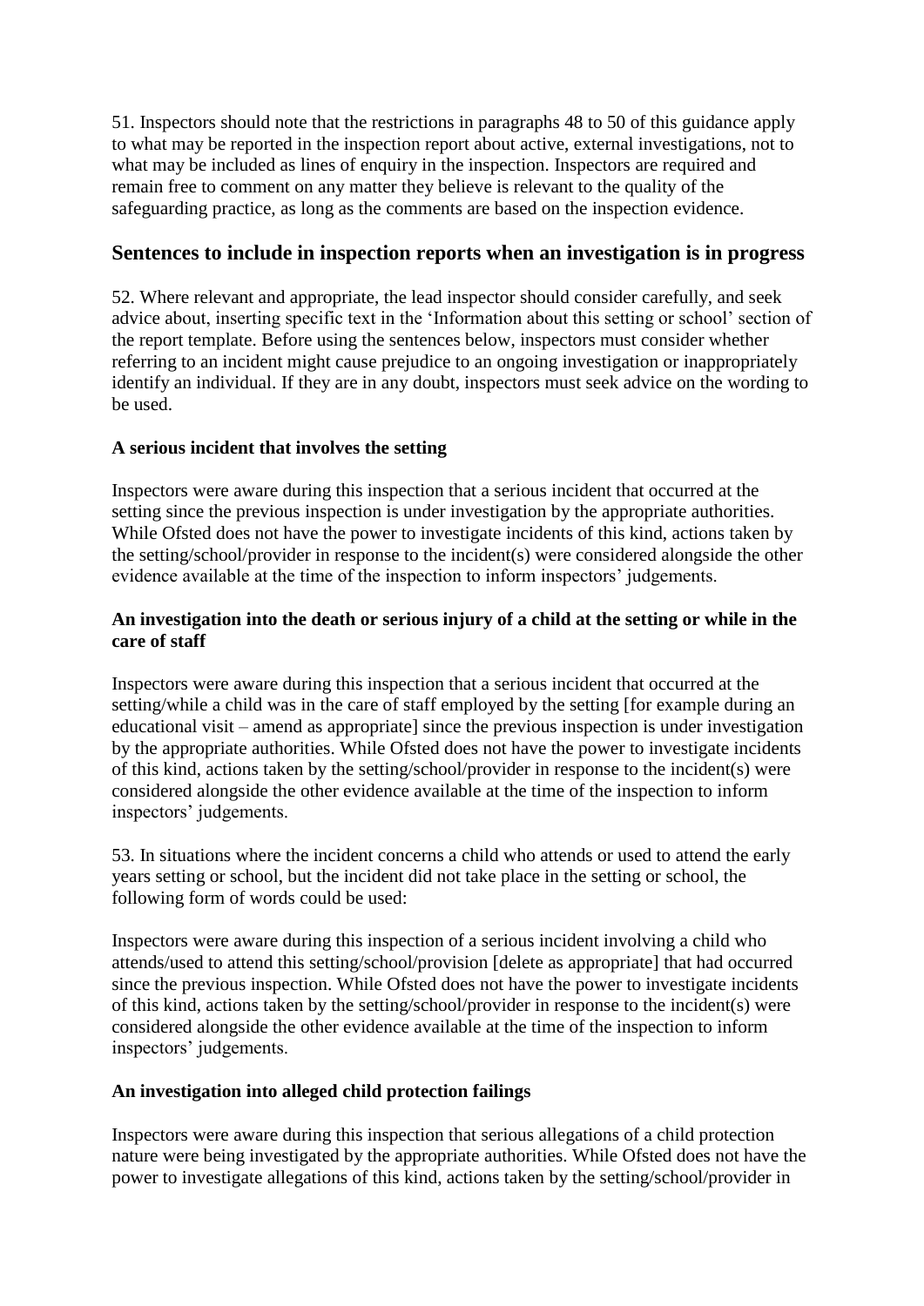51. Inspectors should note that the restrictions in paragraphs 48 to 50 of this guidance apply to what may be reported in the inspection report about active, external investigations, not to what may be included as lines of enquiry in the inspection. Inspectors are required and remain free to comment on any matter they believe is relevant to the quality of the safeguarding practice, as long as the comments are based on the inspection evidence.

## Sentences to include in inspection reports when an investigation is in progress

52. Where relevant and appropriate, the lead inspector should consider carefully, and seek advice about, inserting specific text in the 'Information about this setting or school' section of the report template. Before using the sentences below, inspectors must consider whether referring to an incident might cause prejudice to an ongoing investigation or inappropriately identify an individual. If they are in any doubt, inspectors must seek advice on the wording to be used.

**A serious incident that involves the setting**

Inspectors were aware during this inspection that a serious incident that occurred at the setting since the previous inspection is under investigation by the appropriate authorities. While Ofsted does not have the power to investigate incidents of this kind, actions taken by the setting/school/provider in response to the incident(s) were considered alongside the other evidence available at the time of the inspection to inform inspectors' judgements.

**An investigation into the death or serious injury of a child at the setting or while in the care of staff**

Inspectors were aware during this inspection that a serious incident that occurred at the setting/while a child was in the care of staff employed by the setting [for example during an educational visit – amend as appropriate] since the previous inspection is under investigation by the appropriate authorities. While Ofsted does not have the power to investigate incidents of this kind, actions taken by the setting/school/provider in response to the incident(s) were considered alongside the other evidence available at the time of the inspection to inform inspectors' judgements.

53. In situations where the incident concerns a child who attends or used to attend the early years setting or school, but the incident did not take place in the setting or school, the following form of words could be used:

Inspectors were aware during this inspection of a serious incident involving a child who attends/used to attend this setting/school/provision [delete as appropriate] that had occurred since the previous inspection. While Ofsted does not have the power to investigate incidents of this kind, actions taken by the setting/school/provider in response to the incident(s) were considered alongside the other evidence available at the time of the inspection to inform inspectors' judgements.

**An investigation into alleged child protection failings**

Inspectors were aware during this inspection that serious allegations of a child protection nature were being investigated by the appropriate authorities. While Ofsted does not have the power to investigate allegations of this kind, actions taken by the setting/school/provider in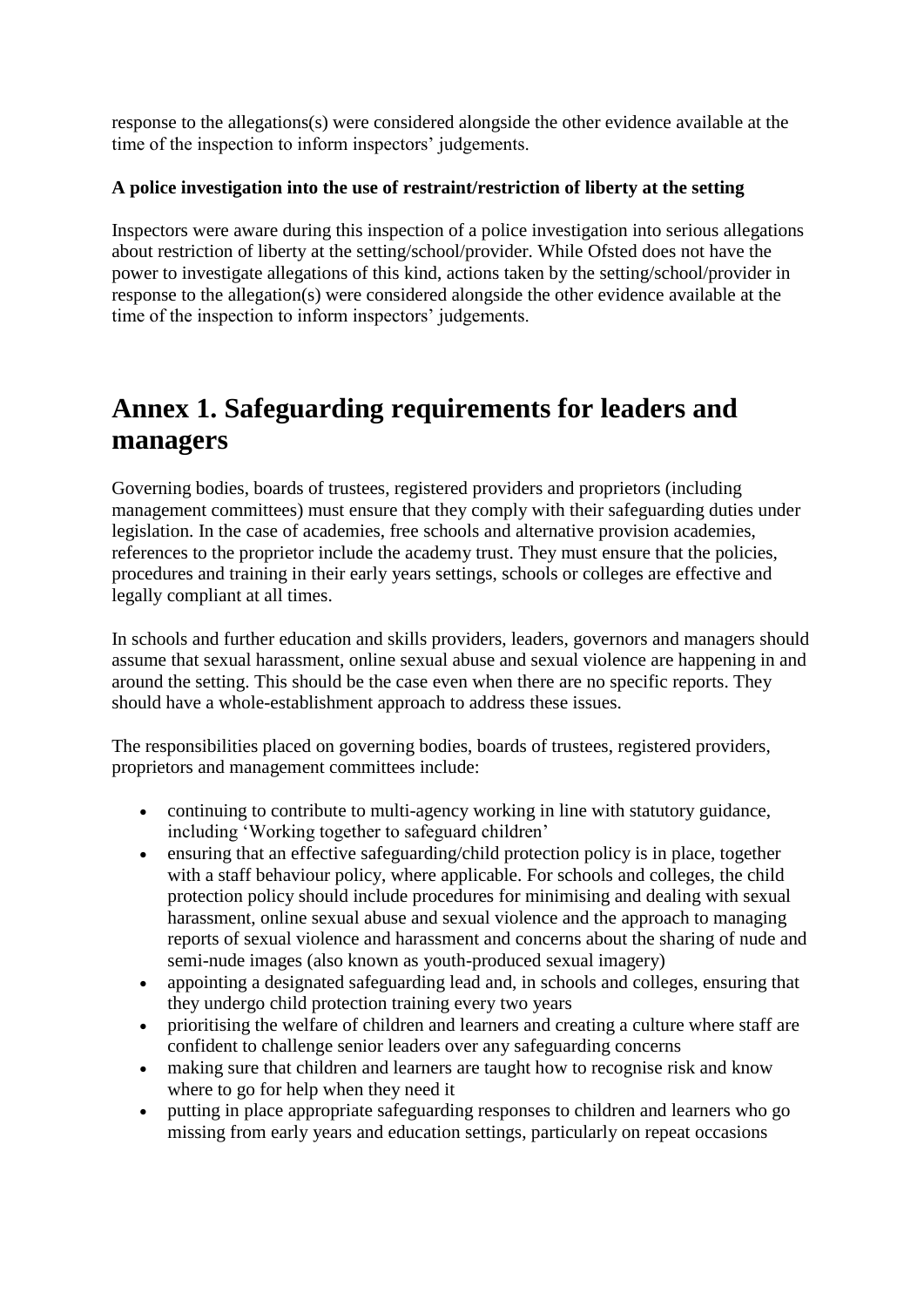response to the allegations(s) were considered alongside the other evidence available at the time of the inspection to inform inspectors' judgements.

**A police investigation into the use of restraint/restriction of liberty at the setting**

Inspectors were aware during this inspection of a police investigation into serious allegations about restriction of liberty at the setting/school/provider. While Ofsted does not have the power to investigate allegations of this kind, actions taken by the setting/school/provider in response to the allegation(s) were considered alongside the other evidence available at the time of the inspection to inform inspectors' judgements.

## Annex 1. Safeguarding requirements for leaders and managers

Governing bodies, boards of trustees, registered providers and proprietors (including management committees) must ensure that they comply with their safeguarding duties under legislation. In the case of academies, free schools and alternative provision academies, references to the proprietor include the academy trust. They must ensure that the policies, procedures and training in their early years settings, schools or colleges are effective and legally compliant at all times.

In schools and further education and skills providers, leaders, governors and managers should assume that sexual harassment, online sexual abuse and sexual violence are happening in and around the setting. This should be the case even when there are no specific reports. They should have a whole-establishment approach to address these issues.

The responsibilities placed on governing bodies, boards of trustees, registered providers, proprietors and management committees include:

- continuing to contribute to multi-agency working in line with statutory guidance, including 'Working together to safeguard children'
- ensuring that an effective safeguarding/child protection policy is in place, together with a staff behaviour policy, where applicable. For schools and colleges, the child protection policy should include procedures for minimising and dealing with sexual harassment, online sexual abuse and sexual violence and the approach to managing reports of sexual violence and harassment and concerns about the sharing of nude and semi-nude images (also known as youth-produced sexual imagery)
- appointing a designated safeguarding lead and, in schools and colleges, ensuring that they undergo child protection training every two years
- prioritising the welfare of children and learners and creating a culture where staff are confident to challenge senior leaders over any safeguarding concerns
- making sure that children and learners are taught how to recognise risk and know where to go for help when they need it
- putting in place appropriate safeguarding responses to children and learners who go missing from early years and education settings, particularly on repeat occasions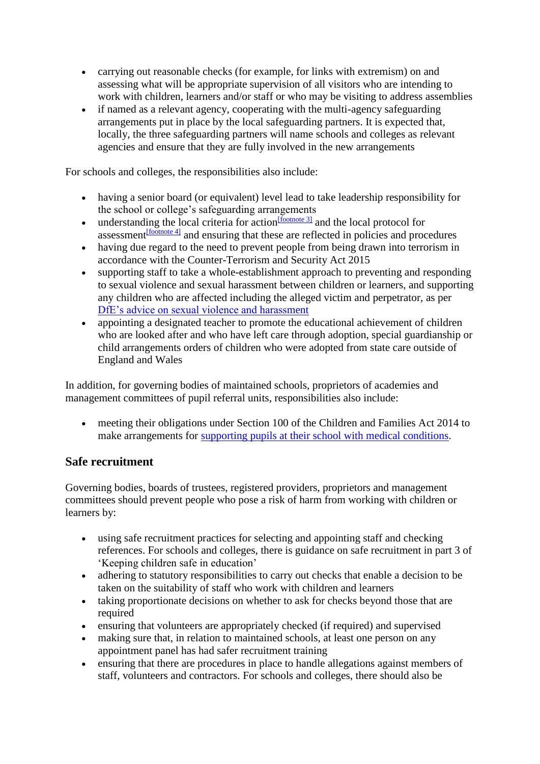- carrying out reasonable checks (for example, for links with extremism) on and assessing what will be appropriate supervision of all visitors who are intending to work with children, learners and/or staff or who may be visiting to address assemblies
- if named as a relevant agency, cooperating with the multi-agency safeguarding arrangements put in place by the local safeguarding partners. It is expected that, locally, the three safeguarding partners will name schools and colleges as relevant agencies and ensure that they are fully involved in the new arrangements

For schools and colleges, the responsibilities also include:

- having a senior board (or equivalent) level lead to take leadership responsibility for the school or college's safeguarding arrangements
- understanding the local criteria for action[footnote 3] and the local protocol for assessment[footnote 4] and ensuring that these are reflected in policies and procedures
- having due regard to the need to prevent people from being drawn into terrorism in accordance with the Counter-Terrorism and Security Act 2015
- supporting staff to take a whole-establishment approach to preventing and responding to sexual violence and sexual harassment between children or learners, and supporting any children who are affected including the alleged victim and perpetrator, as per DfE's advice on sexual violence and harassment
- appointing a designated teacher to promote the educational achievement of children who are looked after and who have left care through adoption, special guardianship or child arrangements orders of children who were adopted from state care outside of England and Wales

In addition, for governing bodies of maintained schools, proprietors of academies and management committees of pupil referral units, responsibilities also include:

- meeting their obligations under Section 100 of the Children and Families Act 2014 to make arrangements for supporting pupils at their school with medical conditions.

## Safe recruitment

Governing bodies, boards of trustees, registered providers, proprietors and management committees should prevent people who pose a risk of harm from working with children or learners by:

- using safe recruitment practices for selecting and appointing staff and checking references. For schools and colleges, there is guidance on safe recruitment in part 3 of 'Keeping children safe in education'
- adhering to statutory responsibilities to carry out checks that enable a decision to be taken on the suitability of staff who work with children and learners
- taking proportionate decisions on whether to ask for checks beyond those that are required
- ensuring that volunteers are appropriately checked (if required) and supervised
- making sure that, in relation to maintained schools, at least one person on any appointment panel has had safer recruitment training
- ensuring that there are procedures in place to handle allegations against members of staff, volunteers and contractors. For schools and colleges, there should also be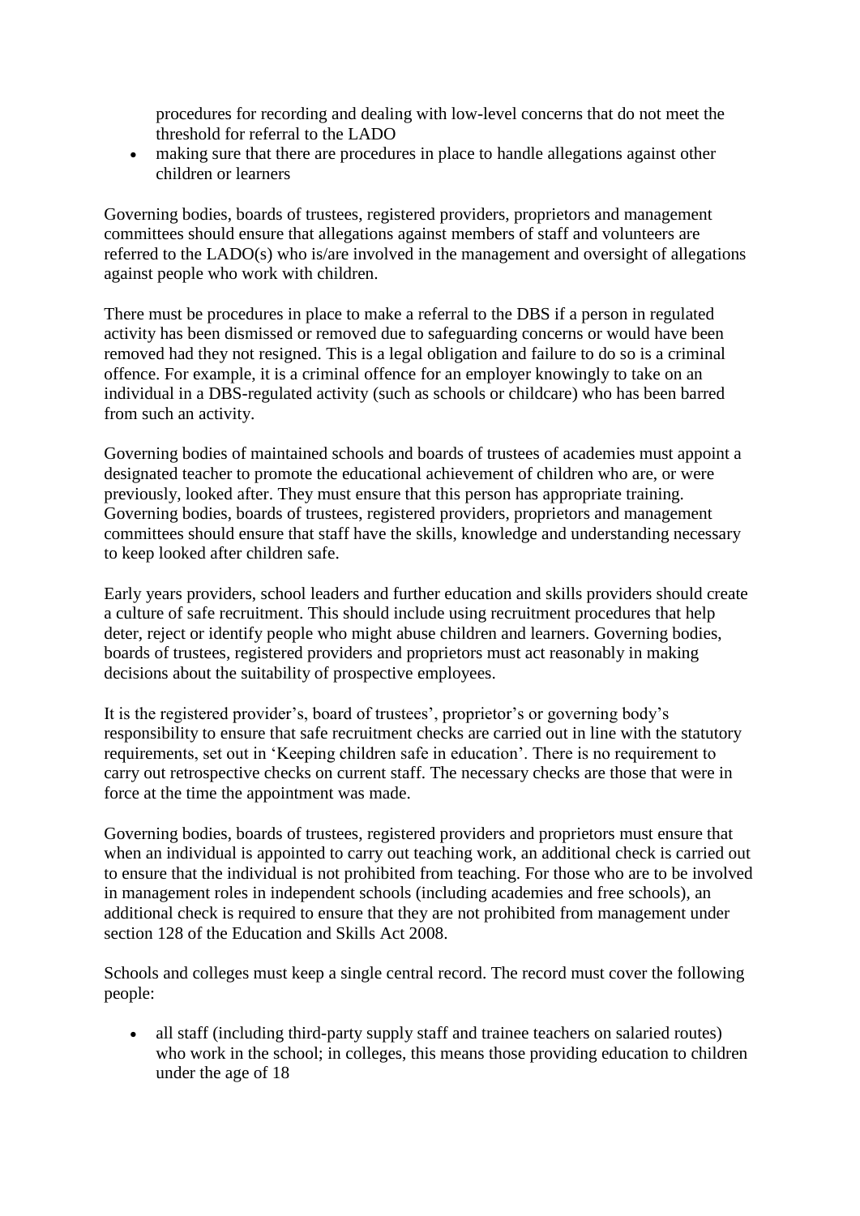procedures for recording and dealing with low-level concerns that do not meet the threshold for referral to the LADO

- making sure that there are procedures in place to handle allegations against other children or learners

Governing bodies, boards of trustees, registered providers, proprietors and management committees should ensure that allegations against members of staff and volunteers are referred to the LADO(s) who is/are involved in the management and oversight of allegations against people who work with children.

There must be procedures in place to make a referral to the DBS if a person in regulated activity has been dismissed or removed due to safeguarding concerns or would have been removed had they not resigned. This is a legal obligation and failure to do so is a criminal offence. For example, it is a criminal offence for an employer knowingly to take on an individual in a DBS-regulated activity (such as schools or childcare) who has been barred from such an activity.

Governing bodies of maintained schools and boards of trustees of academies must appoint a designated teacher to promote the educational achievement of children who are, or were previously, looked after. They must ensure that this person has appropriate training. Governing bodies, boards of trustees, registered providers, proprietors and management committees should ensure that staff have the skills, knowledge and understanding necessary to keep looked after children safe.

Early years providers, school leaders and further education and skills providers should create a culture of safe recruitment. This should include using recruitment procedures that help deter, reject or identify people who might abuse children and learners. Governing bodies, boards of trustees, registered providers and proprietors must act reasonably in making decisions about the suitability of prospective employees.

It is the registered provider's, board of trustees', proprietor's or governing body's responsibility to ensure that safe recruitment checks are carried out in line with the statutory requirements, set out in 'Keeping children safe in education'. There is no requirement to carry out retrospective checks on current staff. The necessary checks are those that were in force at the time the appointment was made.

Governing bodies, boards of trustees, registered providers and proprietors must ensure that when an individual is appointed to carry out teaching work, an additional check is carried out to ensure that the individual is not prohibited from teaching. For those who are to be involved in management roles in independent schools (including academies and free schools), an additional check is required to ensure that they are not prohibited from management under section 128 of the Education and Skills Act 2008.

Schools and colleges must keep a single central record. The record must cover the following people:

- all staff (including third-party supply staff and trainee teachers on salaried routes) who work in the school; in colleges, this means those providing education to children under the age of 18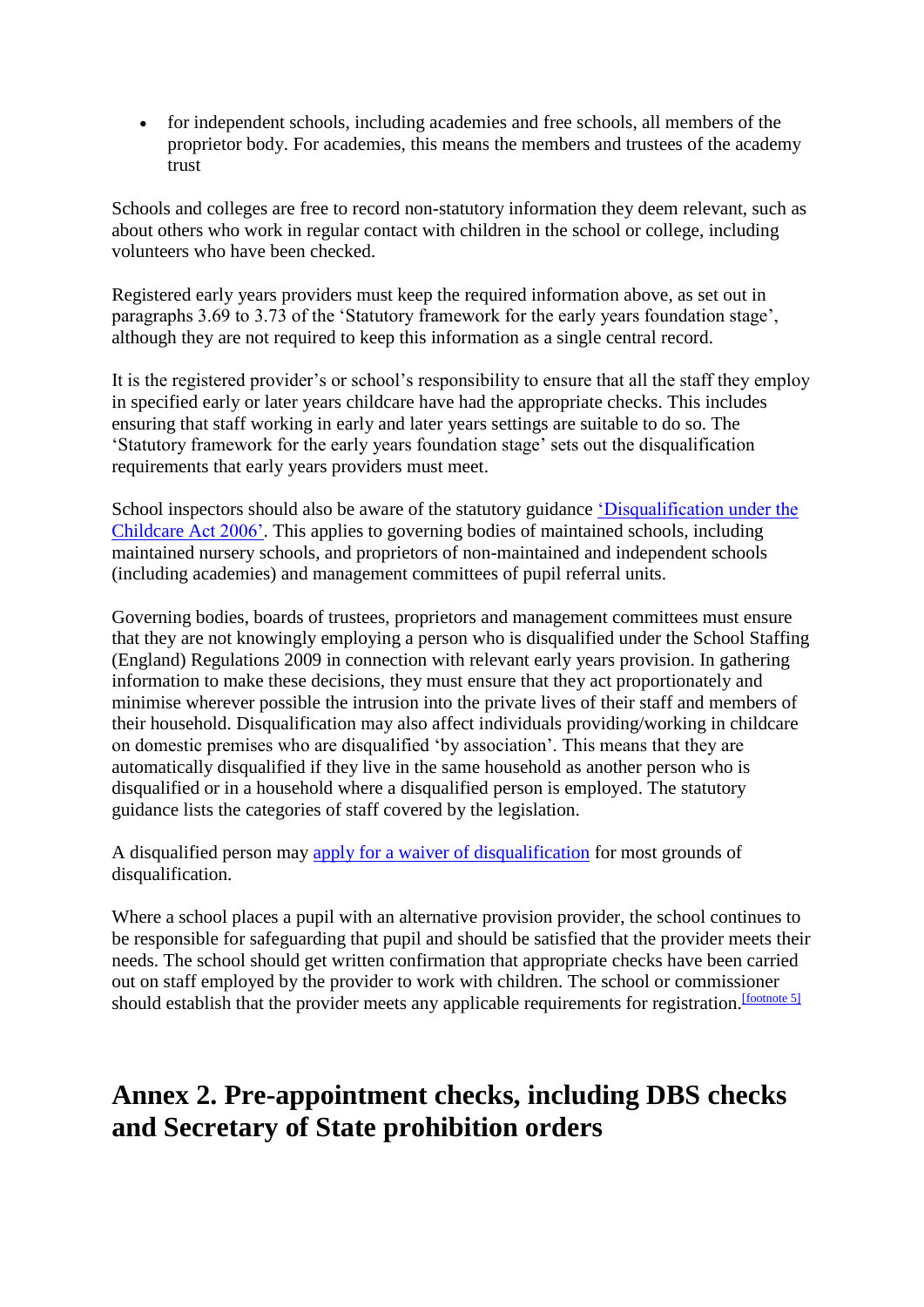- for independent schools, including academies and free schools, all members of the proprietor body. For academies, this means the members and trustees of the academy trust

Schools and colleges are free to record non-statutory information they deem relevant, such as about others who work in regular contact with children in the school or college, including volunteers who have been checked.

Registered early years providers must keep the required information above, as set out in paragraphs 3.69 to 3.73 of the 'Statutory framework for the early years foundation stage', although they are not required to keep this information as a single central record.

It is the registered provider's or school's responsibility to ensure that all the staff they employ in specified early or later years childcare have had the appropriate checks. This includes ensuring that staff working in early and later years settings are suitable to do so. The 'Statutory framework for the early years foundation stage' sets out the disqualification requirements that early years providers must meet.

School inspectors should also be aware of the statutory guidance 'Disqualification under the Childcare Act 2006'. This applies to governing bodies of maintained schools, including maintained nursery schools, and proprietors of non-maintained and independent schools (including academies) and management committees of pupil referral units.

Governing bodies, boards of trustees, proprietors and management committees must ensure that they are not knowingly employing a person who is disqualified under the School Staffing (England) Regulations 2009 in connection with relevant early years provision. In gathering information to make these decisions, they must ensure that they act proportionately and minimise wherever possible the intrusion into the private lives of their staff and members of their household. Disqualification may also affect individuals providing/working in childcare on domestic premises who are disqualified 'by association'. This means that they are automatically disqualified if they live in the same household as another person who is disqualified or in a household where a disqualified person is employed. The statutory guidance lists the categories of staff covered by the legislation.

A disqualified person may apply for a waiver of disqualification for most grounds of disqualification.

Where a school places a pupil with an alternative provision provider, the school continues to be responsible for safeguarding that pupil and should be satisfied that the provider meets their needs. The school should get written confirmation that appropriate checks have been carried out on staff employed by the provider to work with children. The school or commissioner should establish that the provider meets any applicable requirements for registration.[footnote 5]

## Annex 2. Pre-appointment checks, including DBS checks and Secretary of State prohibition orders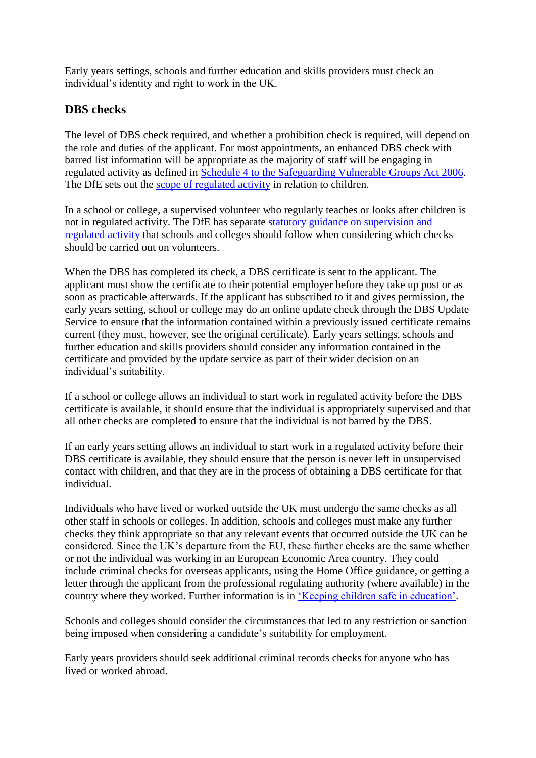Early years settings, schools and further education and skills providers must check an individual's identity and right to work in the UK.

## DBS checks

The level of DBS check required, and whether a prohibition check is required, will depend on the role and duties of the applicant. For most appointments, an enhanced DBS check with barred list information will be appropriate as the majority of staff will be engaging in regulated activity as defined in Schedule 4 to the Safeguarding Vulnerable Groups Act 2006. The DfE sets out the scope of regulated activity in relation to children.

In a school or college, a supervised volunteer who regularly teaches or looks after children is not in regulated activity. The DfE has separate statutory guidance on supervision and regulated activity that schools and colleges should follow when considering which checks should be carried out on volunteers.

When the DBS has completed its check, a DBS certificate is sent to the applicant. The applicant must show the certificate to their potential employer before they take up post or as soon as practicable afterwards. If the applicant has subscribed to it and gives permission, the early years setting, school or college may do an online update check through the DBS Update Service to ensure that the information contained within a previously issued certificate remains current (they must, however, see the original certificate). Early years settings, schools and further education and skills providers should consider any information contained in the certificate and provided by the update service as part of their wider decision on an individual's suitability.

If a school or college allows an individual to start work in regulated activity before the DBS certificate is available, it should ensure that the individual is appropriately supervised and that all other checks are completed to ensure that the individual is not barred by the DBS.

If an early years setting allows an individual to start work in a regulated activity before their DBS certificate is available, they should ensure that the person is never left in unsupervised contact with children, and that they are in the process of obtaining a DBS certificate for that individual.

Individuals who have lived or worked outside the UK must undergo the same checks as all other staff in schools or colleges. In addition, schools and colleges must make any further checks they think appropriate so that any relevant events that occurred outside the UK can be considered. Since the UK's departure from the EU, these further checks are the same whether or not the individual was working in an European Economic Area country. They could include criminal checks for overseas applicants, using the Home Office guidance, or getting a letter through the applicant from the professional regulating authority (where available) in the country where they worked. Further information is in 'Keeping children safe in education'.

Schools and colleges should consider the circumstances that led to any restriction or sanction being imposed when considering a candidate's suitability for employment.

Early years providers should seek additional criminal records checks for anyone who has lived or worked abroad.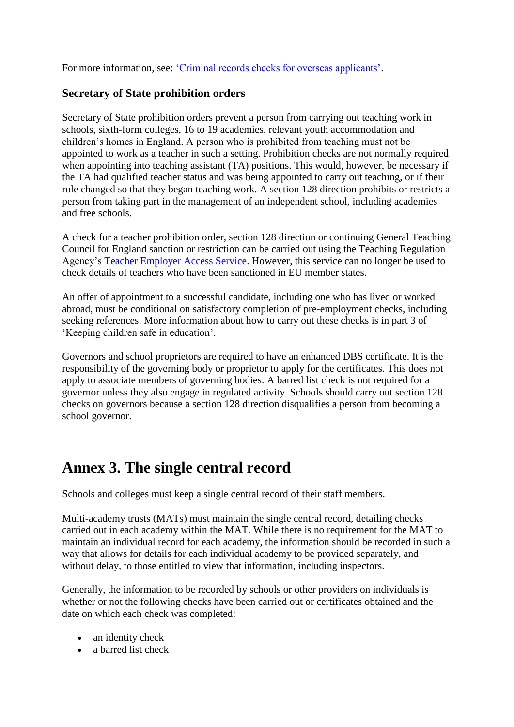For more information, see: [‘Criminal records checks for overseas applicants’](#).

### Secretary of State prohibition orders

Secretary of State prohibition orders prevent a person from carrying out teaching work in schools, sixth-form colleges, 16 to 19 academies, relevant youth accommodation and children’s homes in England. A person who is prohibited from teaching must not be appointed to work as a teacher in such a setting. Prohibition checks are not normally required when appointing into teaching assistant (TA) positions. This would, however, be necessary if the TA had qualified teacher status and was being appointed to carry out teaching, or if their role changed so that they began teaching work. A section 128 direction prohibits or restricts a person from taking part in the management of an independent school, including academies and free schools.

A check for a teacher prohibition order, section 128 direction or continuing General Teaching Council for England sanction or restriction can be carried out using the Teaching Regulation Agency’s [Teacher Employer Access Service](#). However, this service can no longer be used to check details of teachers who have been sanctioned in EU member states.

An offer of appointment to a successful candidate, including one who has lived or worked abroad, must be conditional on satisfactory completion of pre-employment checks, including seeking references. More information about how to carry out these checks is in part 3 of ‘Keeping children safe in education’.

Governors and school proprietors are required to have an enhanced DBS certificate. It is the responsibility of the governing body or proprietor to apply for the certificates. This does not apply to associate members of governing bodies. A barred list check is not required for a governor unless they also engage in regulated activity. Schools should carry out section 128 checks on governors because a section 128 direction disqualifies a person from becoming a school governor.

## Annex 3. The single central record

Schools and colleges must keep a single central record of their staff members.

Multi-academy trusts (MATs) must maintain the single central record, detailing checks carried out in each academy within the MAT. While there is no requirement for the MAT to maintain an individual record for each academy, the information should be recorded in such a way that allows for details for each individual academy to be provided separately, and without delay, to those entitled to view that information, including inspectors.

Generally, the information to be recorded by schools or other providers on individuals is whether or not the following checks have been carried out or certificates obtained and the date on which each check was completed:

- an identity check
- a barred list check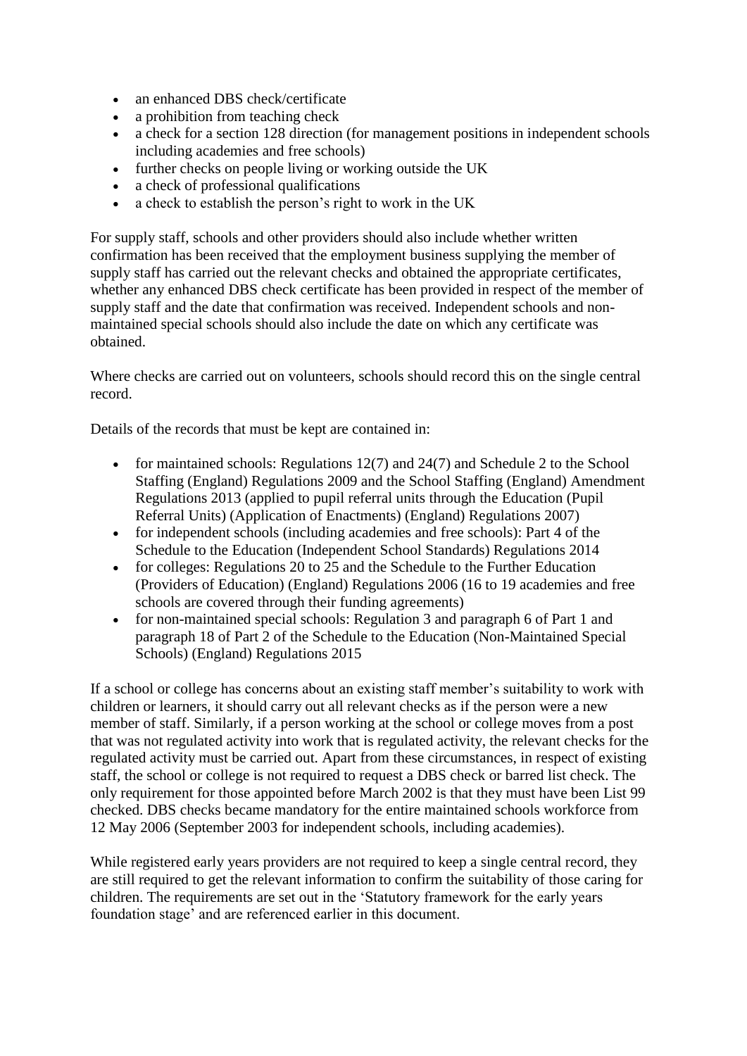- an enhanced DBS check/certificate
- a prohibition from teaching check
- a check for a section 128 direction (for management positions in independent schools including academies and free schools)
- further checks on people living or working outside the UK
- a check of professional qualifications
- a check to establish the person's right to work in the UK

For supply staff, schools and other providers should also include whether written confirmation has been received that the employment business supplying the member of supply staff has carried out the relevant checks and obtained the appropriate certificates, whether any enhanced DBS check certificate has been provided in respect of the member of supply staff and the date that confirmation was received. Independent schools and non-maintained special schools should also include the date on which any certificate was obtained.

Where checks are carried out on volunteers, schools should record this on the single central record.

Details of the records that must be kept are contained in:

- for maintained schools: Regulations 12(7) and 24(7) and Schedule 2 to the School Staffing (England) Regulations 2009 and the School Staffing (England) Amendment Regulations 2013 (applied to pupil referral units through the Education (Pupil Referral Units) (Application of Enactments) (England) Regulations 2007)
- for independent schools (including academies and free schools): Part 4 of the Schedule to the Education (Independent School Standards) Regulations 2014
- for colleges: Regulations 20 to 25 and the Schedule to the Further Education (Providers of Education) (England) Regulations 2006 (16 to 19 academies and free schools are covered through their funding agreements)
- for non-maintained special schools: Regulation 3 and paragraph 6 of Part 1 and paragraph 18 of Part 2 of the Schedule to the Education (Non-Maintained Special Schools) (England) Regulations 2015

If a school or college has concerns about an existing staff member's suitability to work with children or learners, it should carry out all relevant checks as if the person were a new member of staff. Similarly, if a person working at the school or college moves from a post that was not regulated activity into work that is regulated activity, the relevant checks for the regulated activity must be carried out. Apart from these circumstances, in respect of existing staff, the school or college is not required to request a DBS check or barred list check. The only requirement for those appointed before March 2002 is that they must have been List 99 checked. DBS checks became mandatory for the entire maintained schools workforce from 12 May 2006 (September 2003 for independent schools, including academies).

While registered early years providers are not required to keep a single central record, they are still required to get the relevant information to confirm the suitability of those caring for children. The requirements are set out in the 'Statutory framework for the early years foundation stage' and are referenced earlier in this document.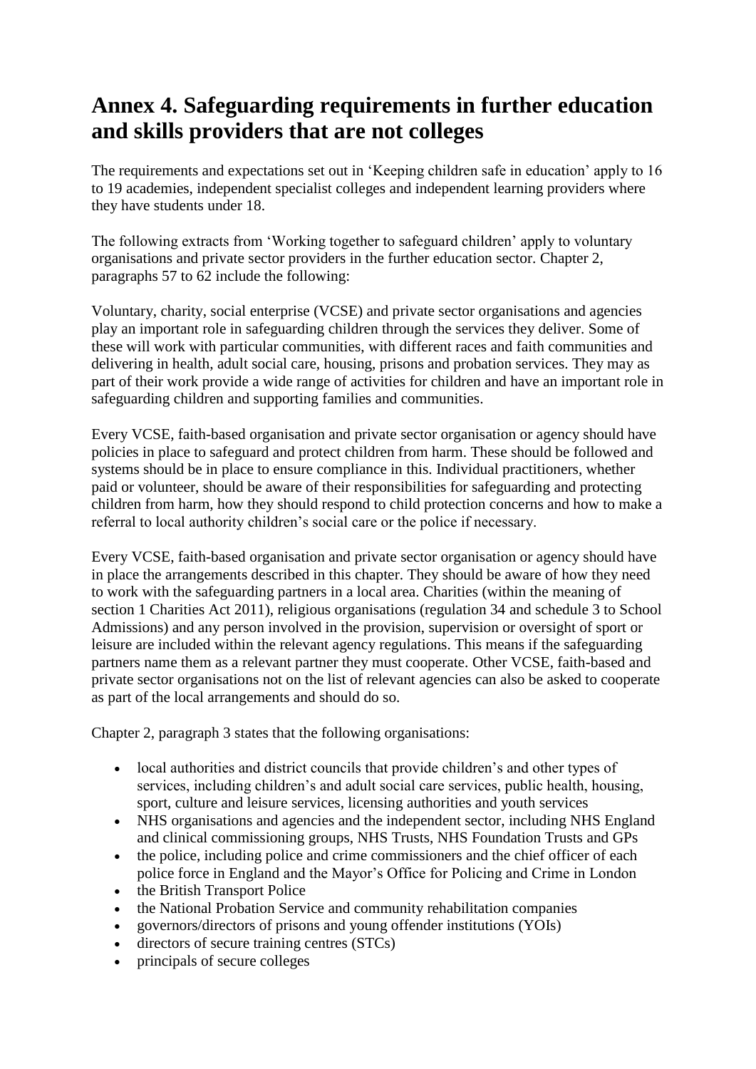# Annex 4. Safeguarding requirements in further education and skills providers that are not colleges

The requirements and expectations set out in 'Keeping children safe in education' apply to 16 to 19 academies, independent specialist colleges and independent learning providers where they have students under 18.

The following extracts from 'Working together to safeguard children' apply to voluntary organisations and private sector providers in the further education sector. Chapter 2, paragraphs 57 to 62 include the following:

Voluntary, charity, social enterprise (VCSE) and private sector organisations and agencies play an important role in safeguarding children through the services they deliver. Some of these will work with particular communities, with different races and faith communities and delivering in health, adult social care, housing, prisons and probation services. They may as part of their work provide a wide range of activities for children and have an important role in safeguarding children and supporting families and communities.

Every VCSE, faith-based organisation and private sector organisation or agency should have policies in place to safeguard and protect children from harm. These should be followed and systems should be in place to ensure compliance in this. Individual practitioners, whether paid or volunteer, should be aware of their responsibilities for safeguarding and protecting children from harm, how they should respond to child protection concerns and how to make a referral to local authority children's social care or the police if necessary.

Every VCSE, faith-based organisation and private sector organisation or agency should have in place the arrangements described in this chapter. They should be aware of how they need to work with the safeguarding partners in a local area. Charities (within the meaning of section 1 Charities Act 2011), religious organisations (regulation 34 and schedule 3 to School Admissions) and any person involved in the provision, supervision or oversight of sport or leisure are included within the relevant agency regulations. This means if the safeguarding partners name them as a relevant partner they must cooperate. Other VCSE, faith-based and private sector organisations not on the list of relevant agencies can also be asked to cooperate as part of the local arrangements and should do so.

Chapter 2, paragraph 3 states that the following organisations:

- local authorities and district councils that provide children's and other types of services, including children's and adult social care services, public health, housing, sport, culture and leisure services, licensing authorities and youth services
- NHS organisations and agencies and the independent sector, including NHS England and clinical commissioning groups, NHS Trusts, NHS Foundation Trusts and GPs
- the police, including police and crime commissioners and the chief officer of each police force in England and the Mayor's Office for Policing and Crime in London
- the British Transport Police
- the National Probation Service and community rehabilitation companies
- governors/directors of prisons and young offender institutions (YOIs)
- directors of secure training centres (STCs)
- principals of secure colleges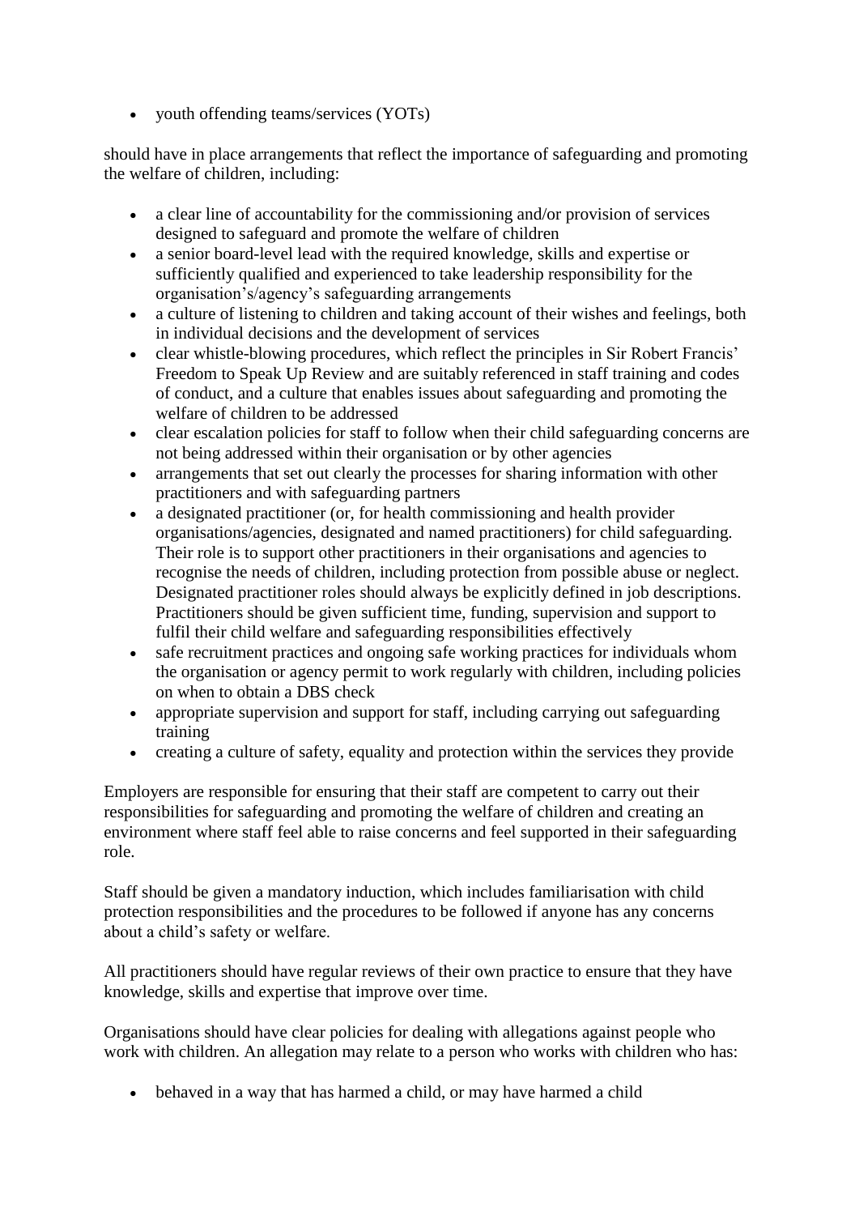- youth offending teams/services (YOTs)

should have in place arrangements that reflect the importance of safeguarding and promoting the welfare of children, including:

- a clear line of accountability for the commissioning and/or provision of services designed to safeguard and promote the welfare of children
- a senior board-level lead with the required knowledge, skills and expertise or sufficiently qualified and experienced to take leadership responsibility for the organisation's/agency's safeguarding arrangements
- a culture of listening to children and taking account of their wishes and feelings, both in individual decisions and the development of services
- clear whistle-blowing procedures, which reflect the principles in Sir Robert Francis' Freedom to Speak Up Review and are suitably referenced in staff training and codes of conduct, and a culture that enables issues about safeguarding and promoting the welfare of children to be addressed
- clear escalation policies for staff to follow when their child safeguarding concerns are not being addressed within their organisation or by other agencies
- arrangements that set out clearly the processes for sharing information with other practitioners and with safeguarding partners
- a designated practitioner (or, for health commissioning and health provider organisations/agencies, designated and named practitioners) for child safeguarding. Their role is to support other practitioners in their organisations and agencies to recognise the needs of children, including protection from possible abuse or neglect. Designated practitioner roles should always be explicitly defined in job descriptions. Practitioners should be given sufficient time, funding, supervision and support to fulfil their child welfare and safeguarding responsibilities effectively
- safe recruitment practices and ongoing safe working practices for individuals whom the organisation or agency permit to work regularly with children, including policies on when to obtain a DBS check
- appropriate supervision and support for staff, including carrying out safeguarding training
- creating a culture of safety, equality and protection within the services they provide

Employers are responsible for ensuring that their staff are competent to carry out their responsibilities for safeguarding and promoting the welfare of children and creating an environment where staff feel able to raise concerns and feel supported in their safeguarding role.

Staff should be given a mandatory induction, which includes familiarisation with child protection responsibilities and the procedures to be followed if anyone has any concerns about a child's safety or welfare.

All practitioners should have regular reviews of their own practice to ensure that they have knowledge, skills and expertise that improve over time.

Organisations should have clear policies for dealing with allegations against people who work with children. An allegation may relate to a person who works with children who has:

- behaved in a way that has harmed a child, or may have harmed a child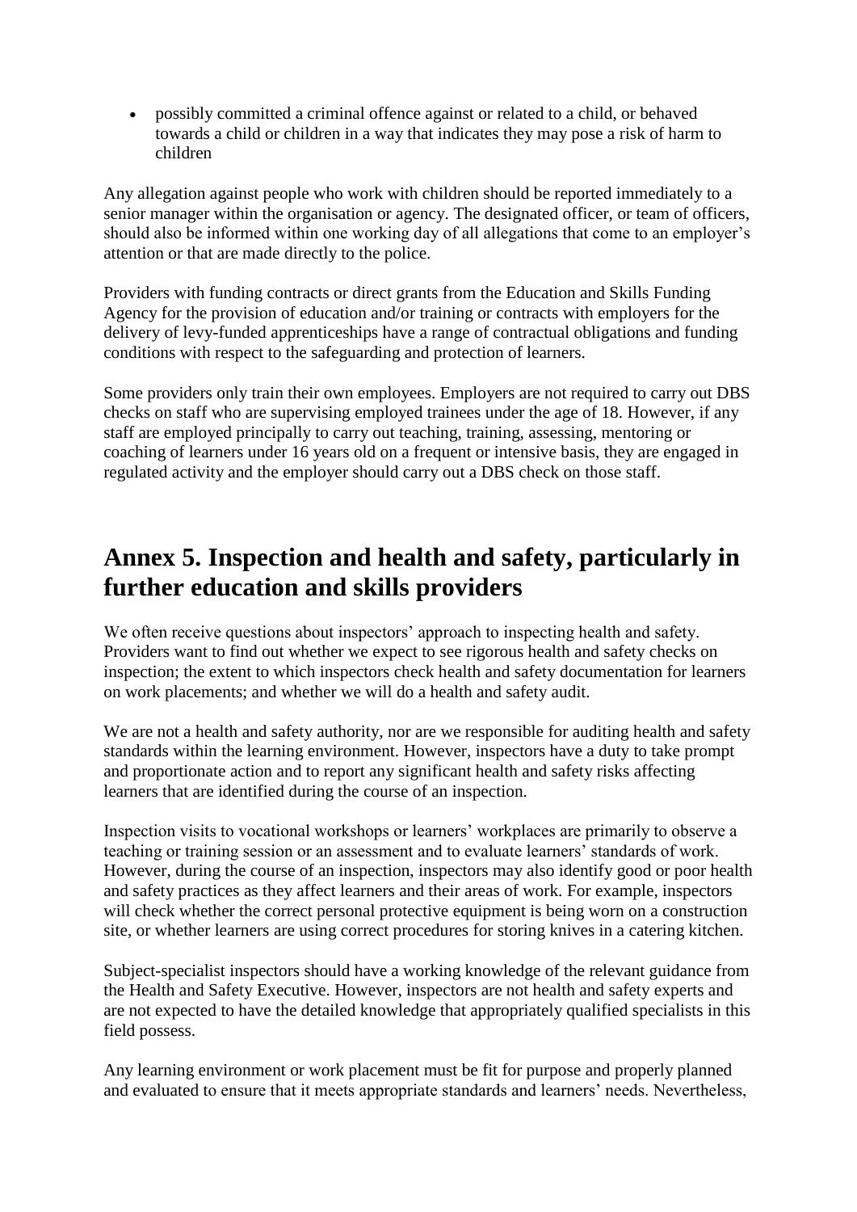- possibly committed a criminal offence against or related to a child, or behaved towards a child or children in a way that indicates they may pose a risk of harm to children

Any allegation against people who work with children should be reported immediately to a senior manager within the organisation or agency. The designated officer, or team of officers, should also be informed within one working day of all allegations that come to an employer's attention or that are made directly to the police.

Providers with funding contracts or direct grants from the Education and Skills Funding Agency for the provision of education and/or training or contracts with employers for the delivery of levy-funded apprenticeships have a range of contractual obligations and funding conditions with respect to the safeguarding and protection of learners.

Some providers only train their own employees. Employers are not required to carry out DBS checks on staff who are supervising employed trainees under the age of 18. However, if any staff are employed principally to carry out teaching, training, assessing, mentoring or coaching of learners under 16 years old on a frequent or intensive basis, they are engaged in regulated activity and the employer should carry out a DBS check on those staff.

## Annex 5. Inspection and health and safety, particularly in further education and skills providers

We often receive questions about inspectors' approach to inspecting health and safety. Providers want to find out whether we expect to see rigorous health and safety checks on inspection; the extent to which inspectors check health and safety documentation for learners on work placements; and whether we will do a health and safety audit.

We are not a health and safety authority, nor are we responsible for auditing health and safety standards within the learning environment. However, inspectors have a duty to take prompt and proportionate action and to report any significant health and safety risks affecting learners that are identified during the course of an inspection.

Inspection visits to vocational workshops or learners' workplaces are primarily to observe a teaching or training session or an assessment and to evaluate learners' standards of work. However, during the course of an inspection, inspectors may also identify good or poor health and safety practices as they affect learners and their areas of work. For example, inspectors will check whether the correct personal protective equipment is being worn on a construction site, or whether learners are using correct procedures for storing knives in a catering kitchen.

Subject-specialist inspectors should have a working knowledge of the relevant guidance from the Health and Safety Executive. However, inspectors are not health and safety experts and are not expected to have the detailed knowledge that appropriately qualified specialists in this field possess.

Any learning environment or work placement must be fit for purpose and properly planned and evaluated to ensure that it meets appropriate standards and learners' needs. Nevertheless,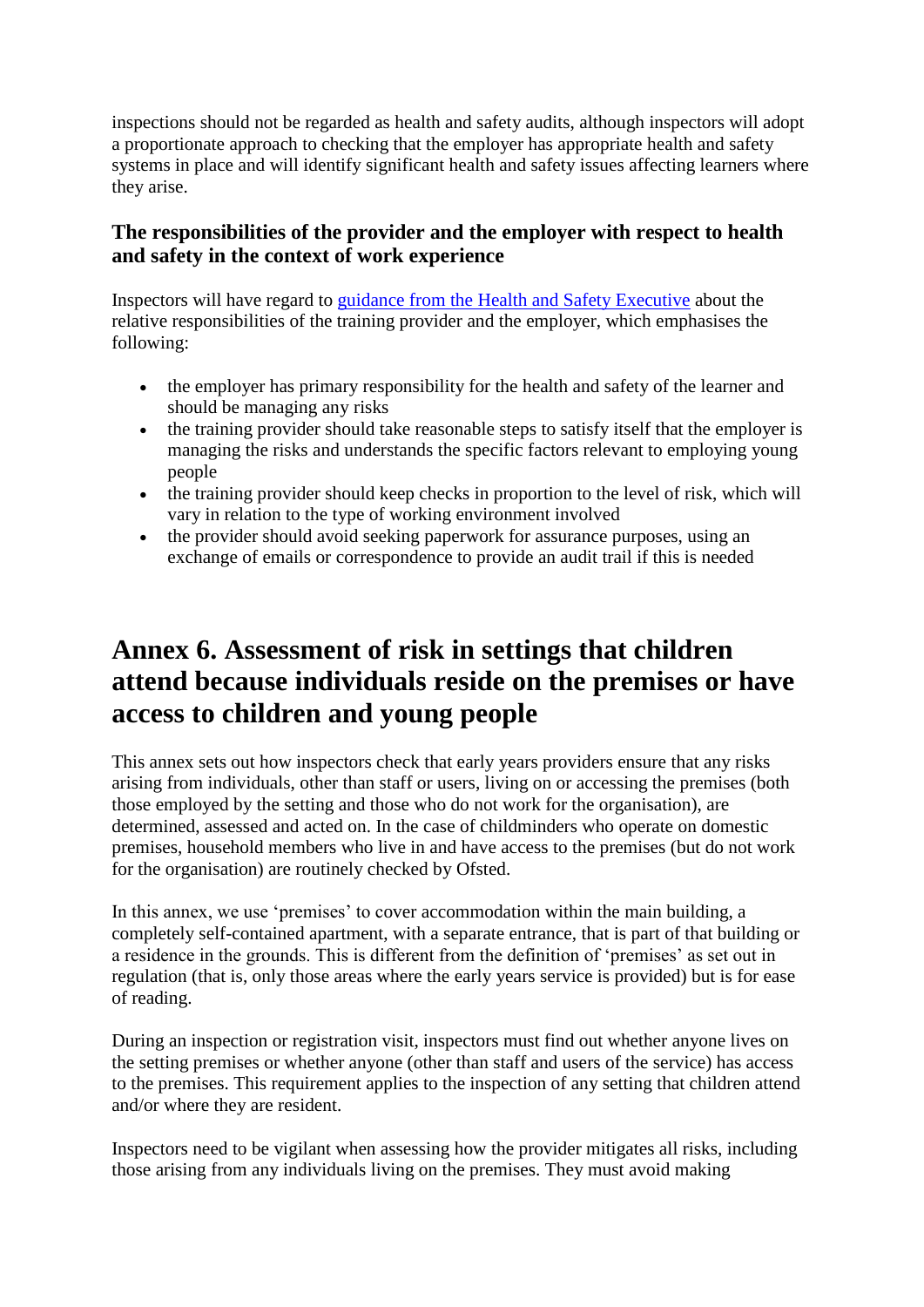inspections should not be regarded as health and safety audits, although inspectors will adopt a proportionate approach to checking that the employer has appropriate health and safety systems in place and will identify significant health and safety issues affecting learners where they arise.

### The responsibilities of the provider and the employer with respect to health and safety in the context of work experience

Inspectors will have regard to [guidance from the Health and Safety Executive]() about the relative responsibilities of the training provider and the employer, which emphasises the following:

- the employer has primary responsibility for the health and safety of the learner and should be managing any risks
- the training provider should take reasonable steps to satisfy itself that the employer is managing the risks and understands the specific factors relevant to employing young people
- the training provider should keep checks in proportion to the level of risk, which will vary in relation to the type of working environment involved
- the provider should avoid seeking paperwork for assurance purposes, using an exchange of emails or correspondence to provide an audit trail if this is needed

## Annex 6. Assessment of risk in settings that children attend because individuals reside on the premises or have access to children and young people

This annex sets out how inspectors check that early years providers ensure that any risks arising from individuals, other than staff or users, living on or accessing the premises (both those employed by the setting and those who do not work for the organisation), are determined, assessed and acted on. In the case of childminders who operate on domestic premises, household members who live in and have access to the premises (but do not work for the organisation) are routinely checked by Ofsted.

In this annex, we use 'premises' to cover accommodation within the main building, a completely self-contained apartment, with a separate entrance, that is part of that building or a residence in the grounds. This is different from the definition of 'premises' as set out in regulation (that is, only those areas where the early years service is provided) but is for ease of reading.

During an inspection or registration visit, inspectors must find out whether anyone lives on the setting premises or whether anyone (other than staff and users of the service) has access to the premises. This requirement applies to the inspection of any setting that children attend and/or where they are resident.

Inspectors need to be vigilant when assessing how the provider mitigates all risks, including those arising from any individuals living on the premises. They must avoid making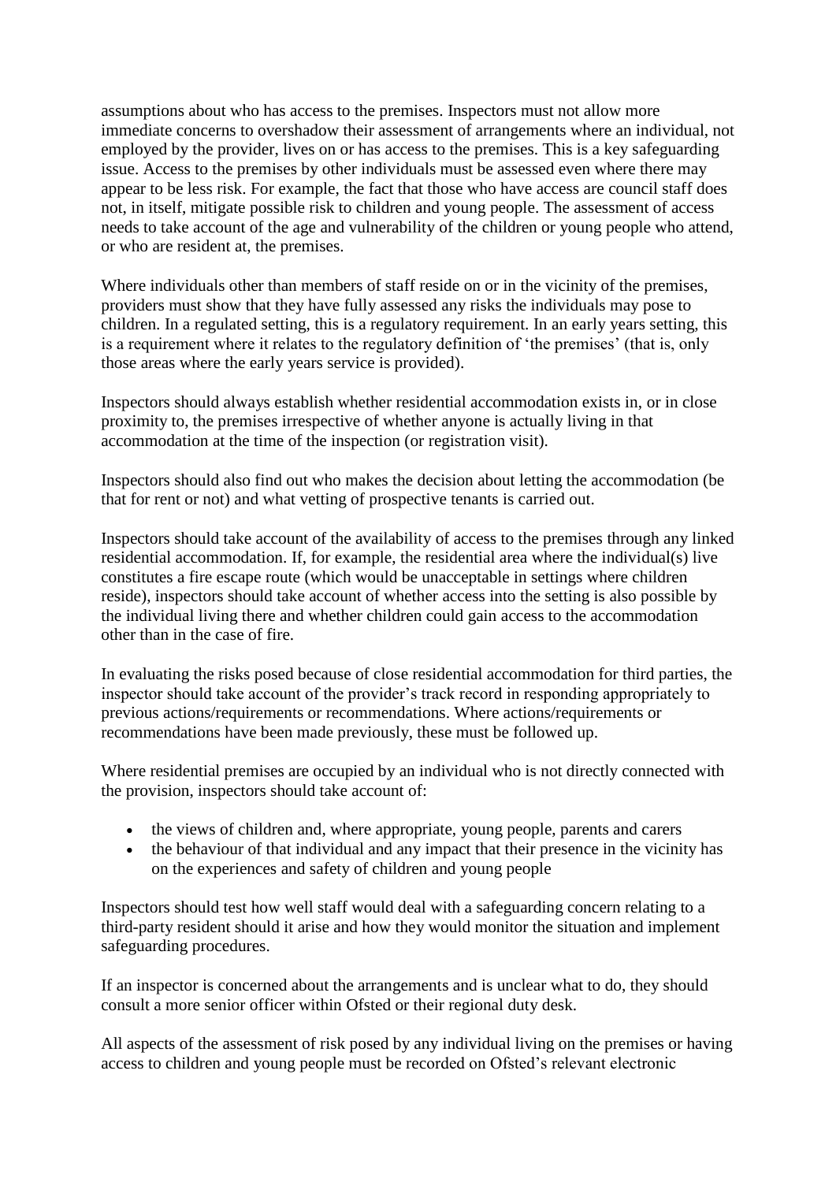assumptions about who has access to the premises. Inspectors must not allow more immediate concerns to overshadow their assessment of arrangements where an individual, not employed by the provider, lives on or has access to the premises. This is a key safeguarding issue. Access to the premises by other individuals must be assessed even where there may appear to be less risk. For example, the fact that those who have access are council staff does not, in itself, mitigate possible risk to children and young people. The assessment of access needs to take account of the age and vulnerability of the children or young people who attend, or who are resident at, the premises.

Where individuals other than members of staff reside on or in the vicinity of the premises, providers must show that they have fully assessed any risks the individuals may pose to children. In a regulated setting, this is a regulatory requirement. In an early years setting, this is a requirement where it relates to the regulatory definition of 'the premises' (that is, only those areas where the early years service is provided).

Inspectors should always establish whether residential accommodation exists in, or in close proximity to, the premises irrespective of whether anyone is actually living in that accommodation at the time of the inspection (or registration visit).

Inspectors should also find out who makes the decision about letting the accommodation (be that for rent or not) and what vetting of prospective tenants is carried out.

Inspectors should take account of the availability of access to the premises through any linked residential accommodation. If, for example, the residential area where the individual(s) live constitutes a fire escape route (which would be unacceptable in settings where children reside), inspectors should take account of whether access into the setting is also possible by the individual living there and whether children could gain access to the accommodation other than in the case of fire.

In evaluating the risks posed because of close residential accommodation for third parties, the inspector should take account of the provider's track record in responding appropriately to previous actions/requirements or recommendations. Where actions/requirements or recommendations have been made previously, these must be followed up.

Where residential premises are occupied by an individual who is not directly connected with the provision, inspectors should take account of:

- the views of children and, where appropriate, young people, parents and carers
- the behaviour of that individual and any impact that their presence in the vicinity has on the experiences and safety of children and young people

Inspectors should test how well staff would deal with a safeguarding concern relating to a third-party resident should it arise and how they would monitor the situation and implement safeguarding procedures.

If an inspector is concerned about the arrangements and is unclear what to do, they should consult a more senior officer within Ofsted or their regional duty desk.

All aspects of the assessment of risk posed by any individual living on the premises or having access to children and young people must be recorded on Ofsted's relevant electronic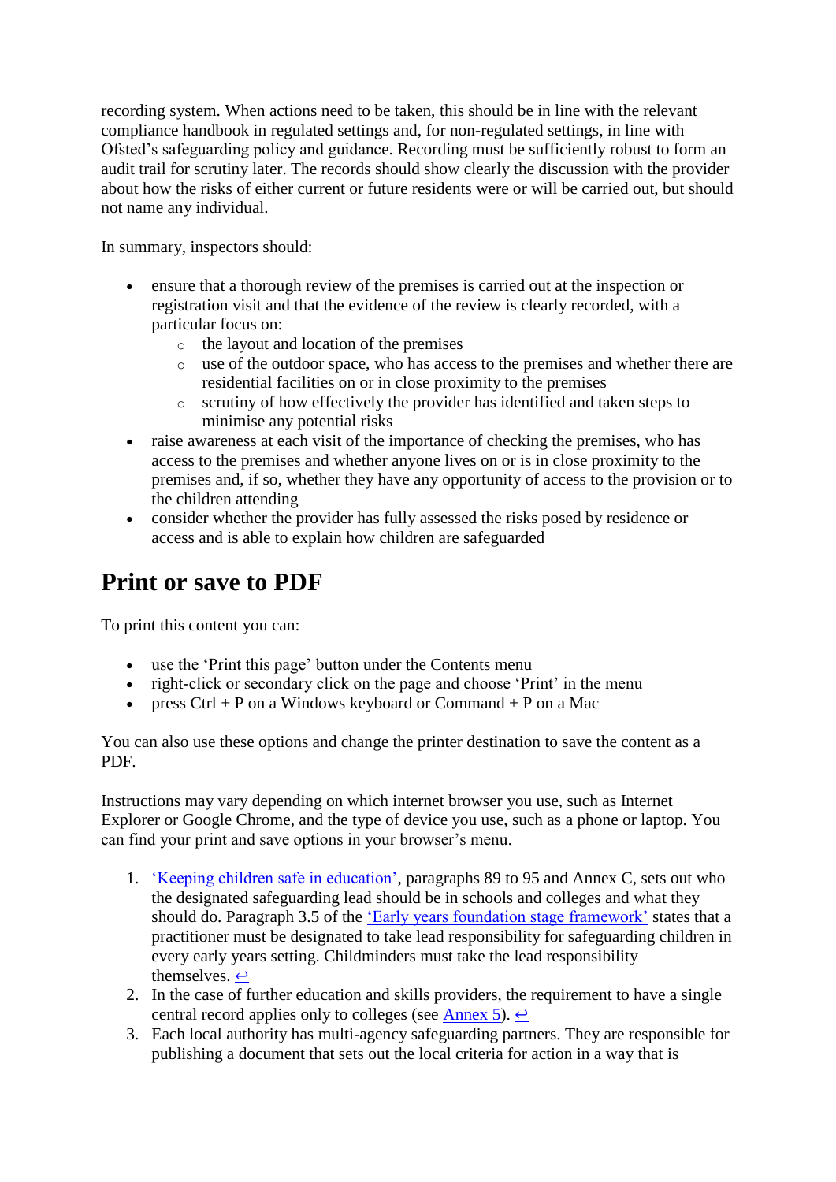recording system. When actions need to be taken, this should be in line with the relevant compliance handbook in regulated settings and, for non-regulated settings, in line with Ofsted's safeguarding policy and guidance. Recording must be sufficiently robust to form an audit trail for scrutiny later. The records should show clearly the discussion with the provider about how the risks of either current or future residents were or will be carried out, but should not name any individual.

In summary, inspectors should:

- ensure that a thorough review of the premises is carried out at the inspection or registration visit and that the evidence of the review is clearly recorded, with a particular focus on:
  - the layout and location of the premises
  - use of the outdoor space, who has access to the premises and whether there are residential facilities on or in close proximity to the premises
  - scrutiny of how effectively the provider has identified and taken steps to minimise any potential risks
- raise awareness at each visit of the importance of checking the premises, who has access to the premises and whether anyone lives on or is in close proximity to the premises and, if so, whether they have any opportunity of access to the provision or to the children attending
- consider whether the provider has fully assessed the risks posed by residence or access and is able to explain how children are safeguarded

## Print or save to PDF

To print this content you can:

- use the 'Print this page' button under the Contents menu
- right-click or secondary click on the page and choose 'Print' in the menu
- press Ctrl + P on a Windows keyboard or Command + P on a Mac

You can also use these options and change the printer destination to save the content as a PDF.

Instructions may vary depending on which internet browser you use, such as Internet Explorer or Google Chrome, and the type of device you use, such as a phone or laptop. You can find your print and save options in your browser's menu.

1. 'Keeping children safe in education', paragraphs 89 to 95 and Annex C, sets out who the designated safeguarding lead should be in schools and colleges and what they should do. Paragraph 3.5 of the 'Early years foundation stage framework' states that a practitioner must be designated to take lead responsibility for safeguarding children in every early years setting. Childminders must take the lead responsibility themselves. ↩
2. In the case of further education and skills providers, the requirement to have a single central record applies only to colleges (see Annex 5). ↩
3. Each local authority has multi-agency safeguarding partners. They are responsible for publishing a document that sets out the local criteria for action in a way that is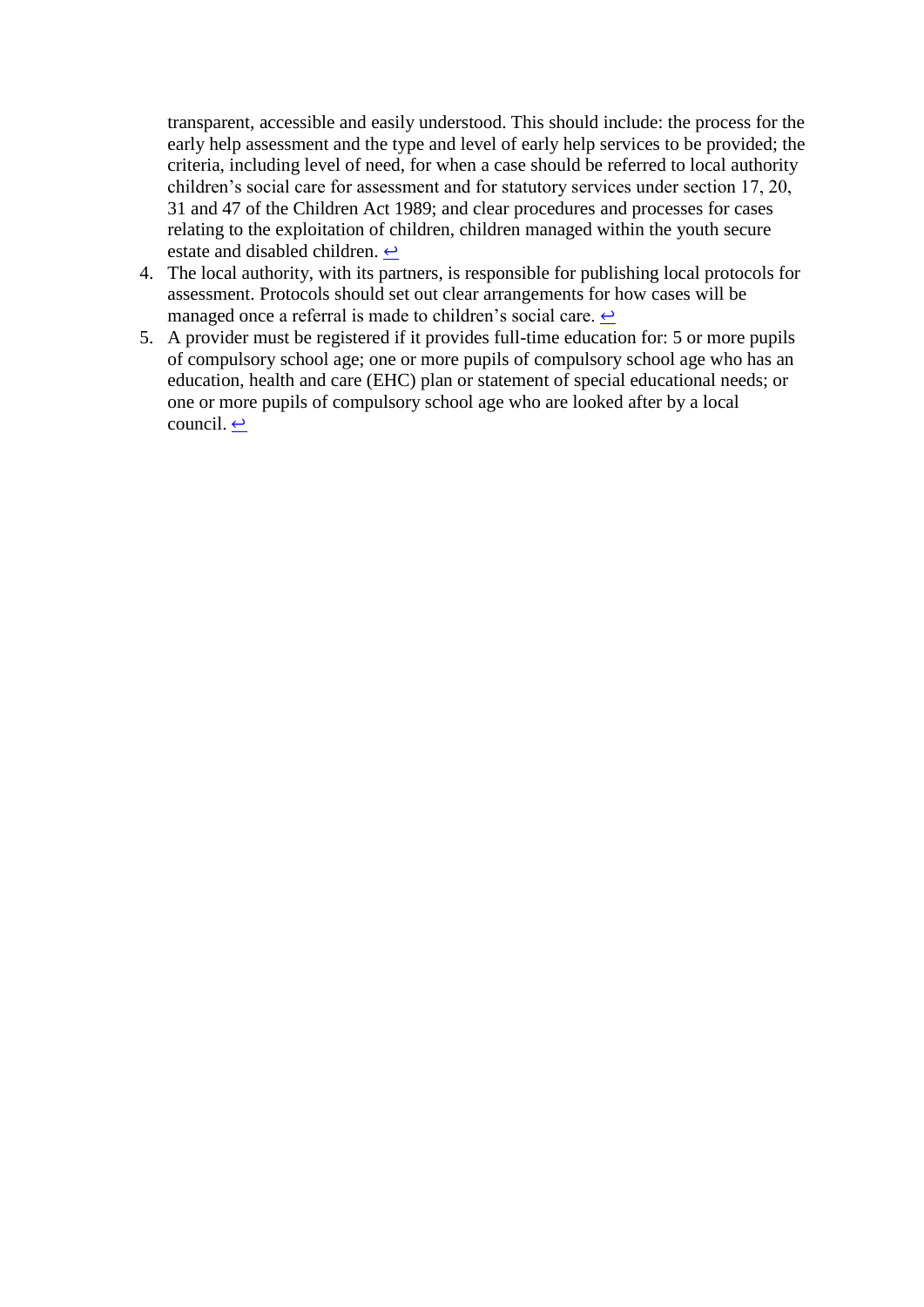transparent, accessible and easily understood. This should include: the process for the early help assessment and the type and level of early help services to be provided; the criteria, including level of need, for when a case should be referred to local authority children's social care for assessment and for statutory services under section 17, 20, 31 and 47 of the Children Act 1989; and clear procedures and processes for cases relating to the exploitation of children, children managed within the youth secure estate and disabled children. ↩

4. The local authority, with its partners, is responsible for publishing local protocols for assessment. Protocols should set out clear arrangements for how cases will be managed once a referral is made to children's social care. ↩
5. A provider must be registered if it provides full-time education for: 5 or more pupils of compulsory school age; one or more pupils of compulsory school age who has an education, health and care (EHC) plan or statement of special educational needs; or one or more pupils of compulsory school age who are looked after by a local council. ↩